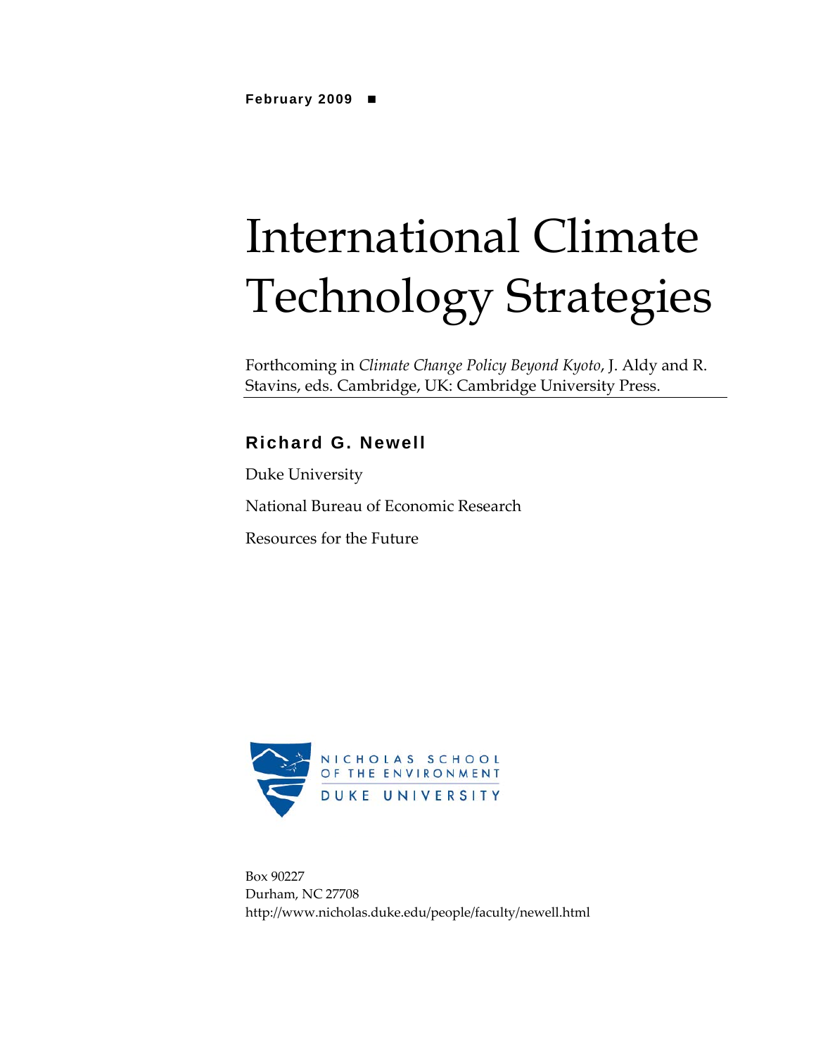**February 2009** ■

# International Climate Technology Strategies

Forthcoming in *Climate Change Policy Beyond Kyoto*, J. Aldy and R. Stavins, eds. Cambridge, UK: Cambridge University Press.

---

**Richard G. Newell**

Duke University

National Bureau of Economic Research

Resources for the Future

NICHOLAS SCHOOL OF THE ENVIRONMENT
DUKE UNIVERSITY

Box 90227
Durham, NC 27708
http://www.nicholas.duke.edu/people/faculty/newell.html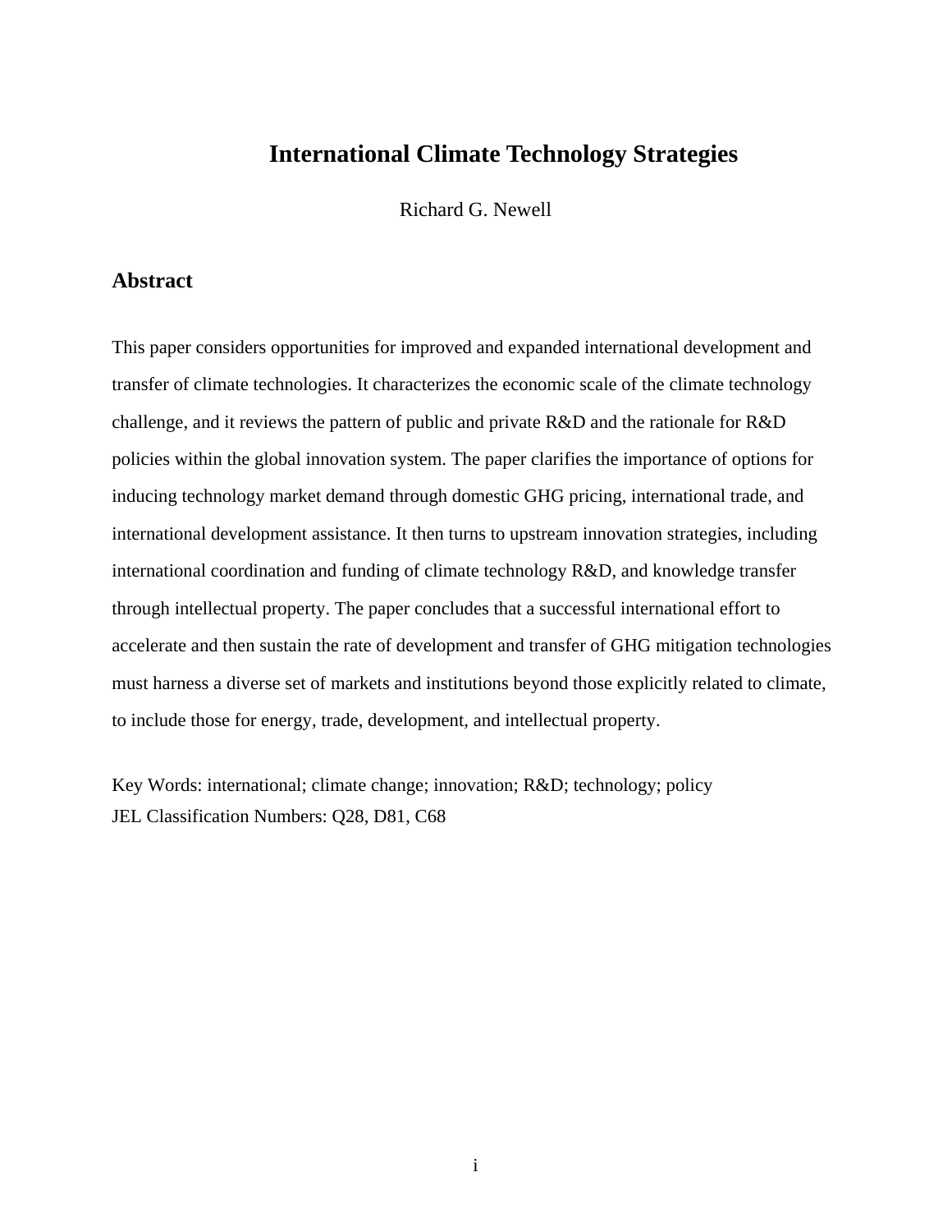# International Climate Technology Strategies

Richard G. Newell

## Abstract

This paper considers opportunities for improved and expanded international development and transfer of climate technologies. It characterizes the economic scale of the climate technology challenge, and it reviews the pattern of public and private R&D and the rationale for R&D policies within the global innovation system. The paper clarifies the importance of options for inducing technology market demand through domestic GHG pricing, international trade, and international development assistance. It then turns to upstream innovation strategies, including international coordination and funding of climate technology R&D, and knowledge transfer through intellectual property. The paper concludes that a successful international effort to accelerate and then sustain the rate of development and transfer of GHG mitigation technologies must harness a diverse set of markets and institutions beyond those explicitly related to climate, to include those for energy, trade, development, and intellectual property.

Key Words: international; climate change; innovation; R&D; technology; policy
JEL Classification Numbers: Q28, D81, C68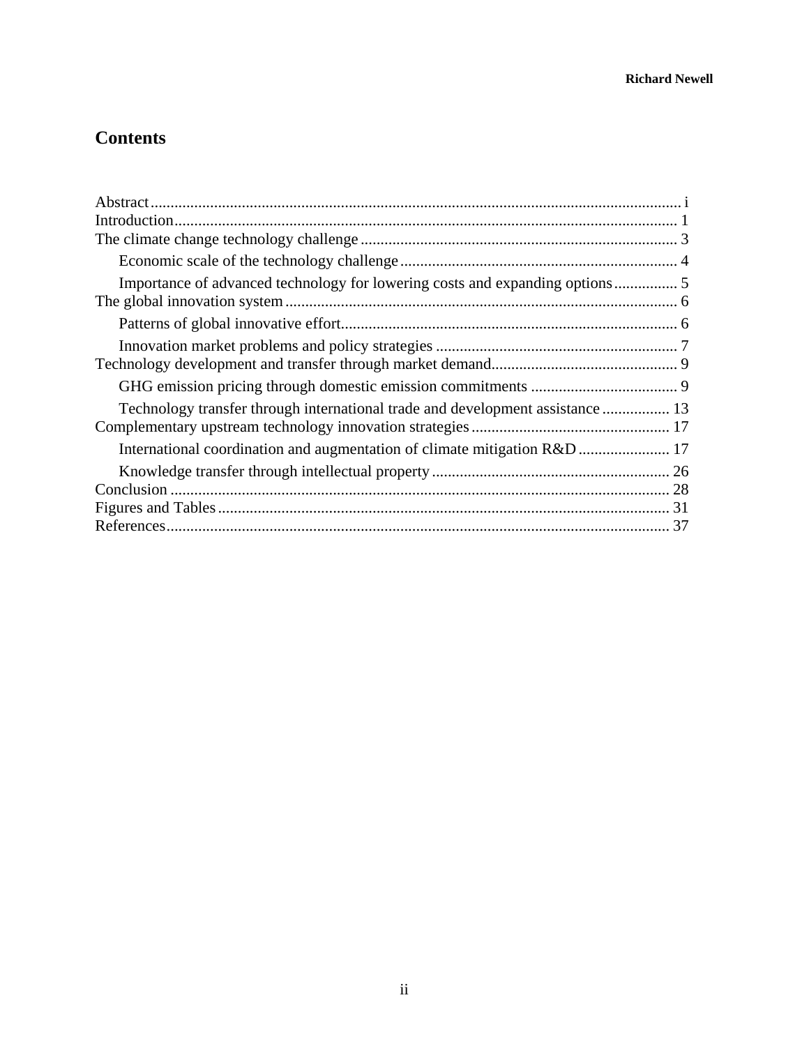## Contents

Abstract ..... i
Introduction ..... 1
The climate change technology challenge ..... 3
 Economic scale of the technology challenge ..... 4
 Importance of advanced technology for lowering costs and expanding options ..... 5
The global innovation system ..... 6
 Patterns of global innovative effort ..... 6
 Innovation market problems and policy strategies ..... 7
Technology development and transfer through market demand ..... 9
 GHG emission pricing through domestic emission commitments ..... 9
 Technology transfer through international trade and development assistance ..... 13
Complementary upstream technology innovation strategies ..... 17
 International coordination and augmentation of climate mitigation R&D ..... 17
 Knowledge transfer through intellectual property ..... 26
Conclusion ..... 28
Figures and Tables ..... 31
References ..... 37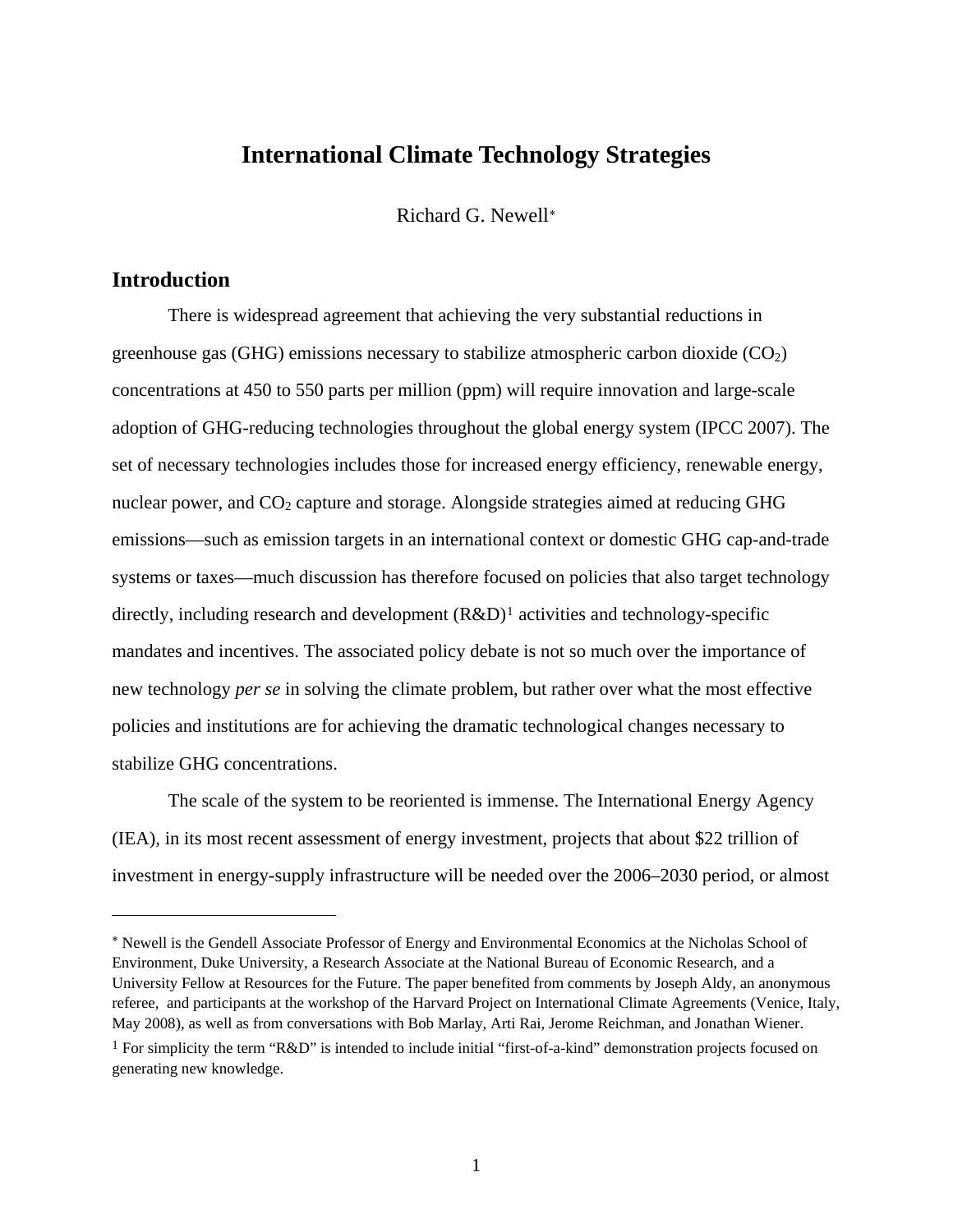# International Climate Technology Strategies

Richard G. Newell*

## Introduction

There is widespread agreement that achieving the very substantial reductions in greenhouse gas (GHG) emissions necessary to stabilize atmospheric carbon dioxide ($CO_2$) concentrations at 450 to 550 parts per million (ppm) will require innovation and large-scale adoption of GHG-reducing technologies throughout the global energy system (IPCC 2007). The set of necessary technologies includes those for increased energy efficiency, renewable energy, nuclear power, and $CO_2$ capture and storage. Alongside strategies aimed at reducing GHG emissions—such as emission targets in an international context or domestic GHG cap-and-trade systems or taxes—much discussion has therefore focused on policies that also target technology directly, including research and development (R&D)[1] activities and technology-specific mandates and incentives. The associated policy debate is not so much over the importance of new technology *per se* in solving the climate problem, but rather over what the most effective policies and institutions are for achieving the dramatic technological changes necessary to stabilize GHG concentrations.

The scale of the system to be reoriented is immense. The International Energy Agency (IEA), in its most recent assessment of energy investment, projects that about $22 trillion of investment in energy-supply infrastructure will be needed over the 2006–2030 period, or almost

---

* Newell is the Gendell Associate Professor of Energy and Environmental Economics at the Nicholas School of Environment, Duke University, a Research Associate at the National Bureau of Economic Research, and a University Fellow at Resources for the Future. The paper benefited from comments by Joseph Aldy, an anonymous referee, and participants at the workshop of the Harvard Project on International Climate Agreements (Venice, Italy, May 2008), as well as from conversations with Bob Marlay, Arti Rai, Jerome Reichman, and Jonathan Wiener.

[1] For simplicity the term "R&D" is intended to include initial "first-of-a-kind" demonstration projects focused on generating new knowledge.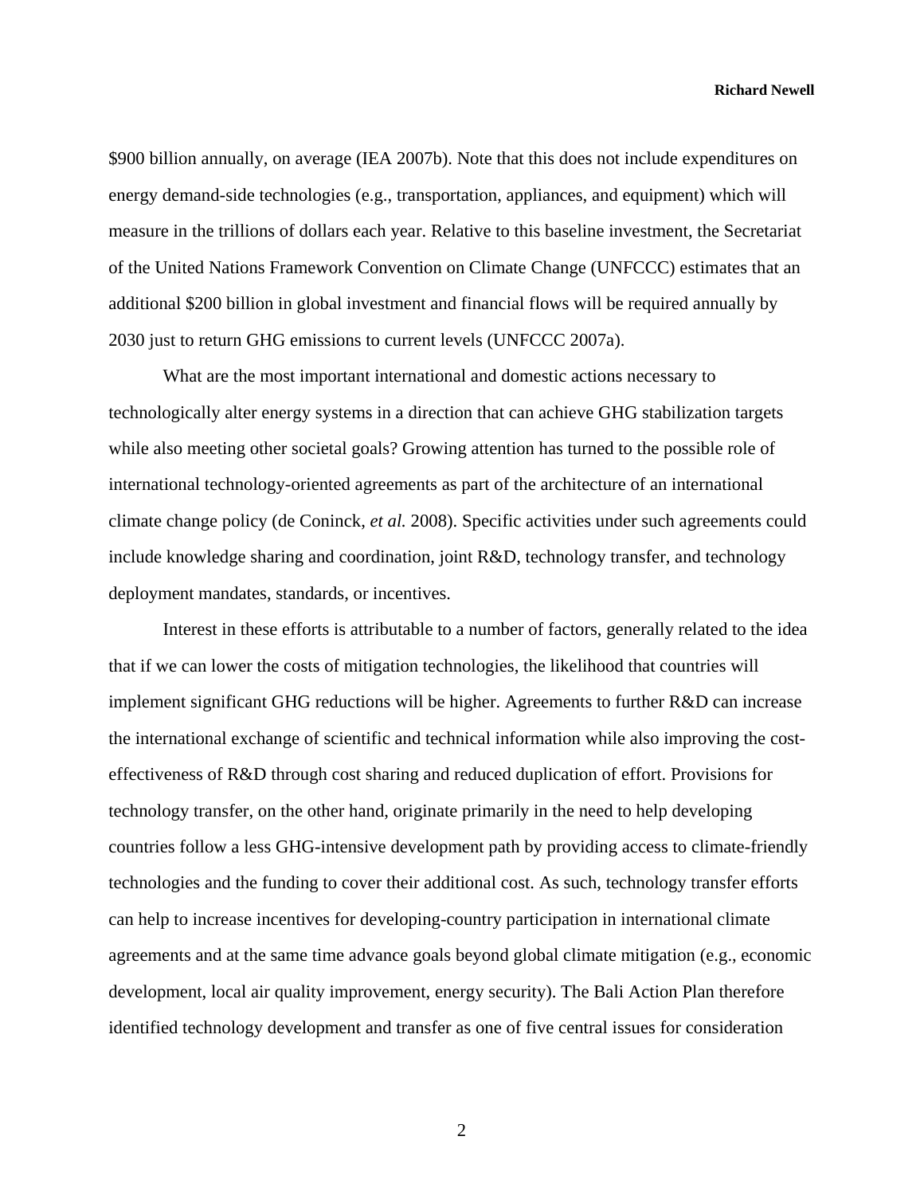$900 billion annually, on average (IEA 2007b). Note that this does not include expenditures on energy demand-side technologies (e.g., transportation, appliances, and equipment) which will measure in the trillions of dollars each year. Relative to this baseline investment, the Secretariat of the United Nations Framework Convention on Climate Change (UNFCCC) estimates that an additional $200 billion in global investment and financial flows will be required annually by 2030 just to return GHG emissions to current levels (UNFCCC 2007a).

What are the most important international and domestic actions necessary to technologically alter energy systems in a direction that can achieve GHG stabilization targets while also meeting other societal goals? Growing attention has turned to the possible role of international technology-oriented agreements as part of the architecture of an international climate change policy (de Coninck, *et al.* 2008). Specific activities under such agreements could include knowledge sharing and coordination, joint R&D, technology transfer, and technology deployment mandates, standards, or incentives.

Interest in these efforts is attributable to a number of factors, generally related to the idea that if we can lower the costs of mitigation technologies, the likelihood that countries will implement significant GHG reductions will be higher. Agreements to further R&D can increase the international exchange of scientific and technical information while also improving the cost-effectiveness of R&D through cost sharing and reduced duplication of effort. Provisions for technology transfer, on the other hand, originate primarily in the need to help developing countries follow a less GHG-intensive development path by providing access to climate-friendly technologies and the funding to cover their additional cost. As such, technology transfer efforts can help to increase incentives for developing-country participation in international climate agreements and at the same time advance goals beyond global climate mitigation (e.g., economic development, local air quality improvement, energy security). The Bali Action Plan therefore identified technology development and transfer as one of five central issues for consideration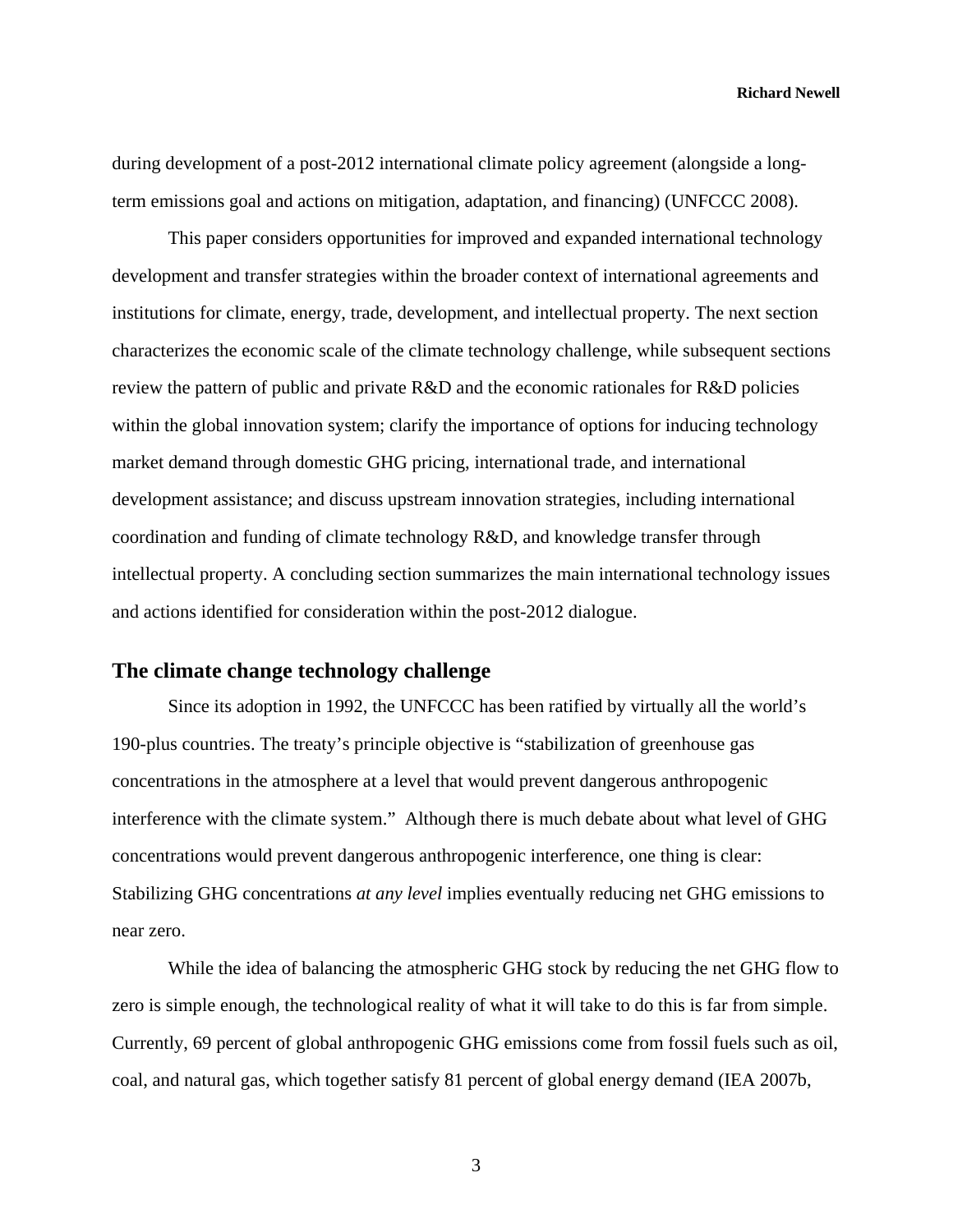during development of a post-2012 international climate policy agreement (alongside a long-term emissions goal and actions on mitigation, adaptation, and financing) (UNFCCC 2008).

This paper considers opportunities for improved and expanded international technology development and transfer strategies within the broader context of international agreements and institutions for climate, energy, trade, development, and intellectual property. The next section characterizes the economic scale of the climate technology challenge, while subsequent sections review the pattern of public and private R&D and the economic rationales for R&D policies within the global innovation system; clarify the importance of options for inducing technology market demand through domestic GHG pricing, international trade, and international development assistance; and discuss upstream innovation strategies, including international coordination and funding of climate technology R&D, and knowledge transfer through intellectual property. A concluding section summarizes the main international technology issues and actions identified for consideration within the post-2012 dialogue.

## The climate change technology challenge

Since its adoption in 1992, the UNFCCC has been ratified by virtually all the world's 190-plus countries. The treaty's principle objective is "stabilization of greenhouse gas concentrations in the atmosphere at a level that would prevent dangerous anthropogenic interference with the climate system." Although there is much debate about what level of GHG concentrations would prevent dangerous anthropogenic interference, one thing is clear: Stabilizing GHG concentrations *at any level* implies eventually reducing net GHG emissions to near zero.

While the idea of balancing the atmospheric GHG stock by reducing the net GHG flow to zero is simple enough, the technological reality of what it will take to do this is far from simple. Currently, 69 percent of global anthropogenic GHG emissions come from fossil fuels such as oil, coal, and natural gas, which together satisfy 81 percent of global energy demand (IEA 2007b,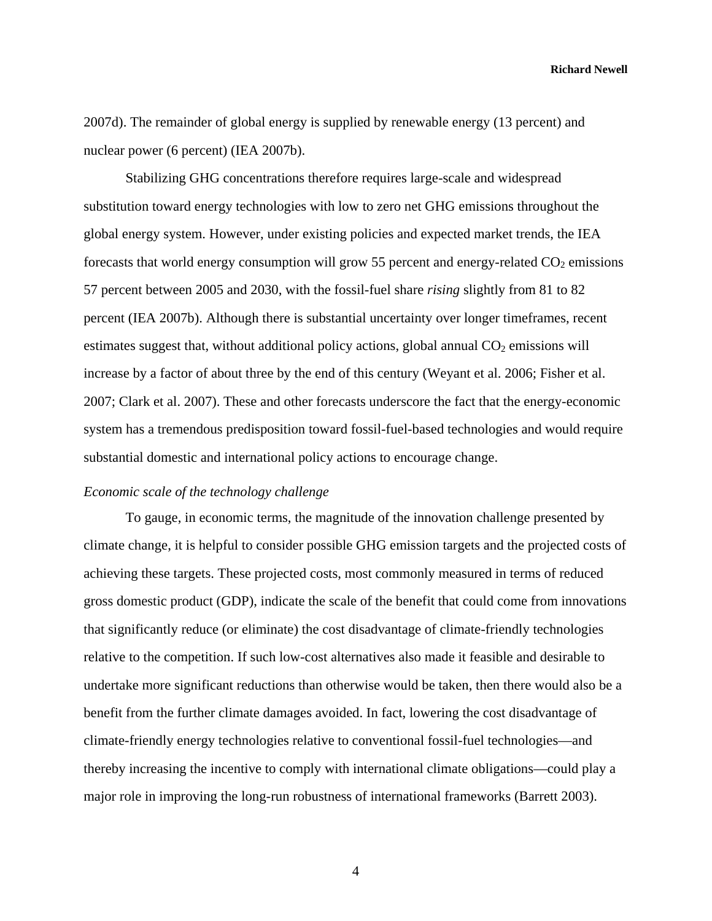2007d). The remainder of global energy is supplied by renewable energy (13 percent) and nuclear power (6 percent) (IEA 2007b).

Stabilizing GHG concentrations therefore requires large-scale and widespread substitution toward energy technologies with low to zero net GHG emissions throughout the global energy system. However, under existing policies and expected market trends, the IEA forecasts that world energy consumption will grow 55 percent and energy-related $CO_2$ emissions 57 percent between 2005 and 2030, with the fossil-fuel share *rising* slightly from 81 to 82 percent (IEA 2007b). Although there is substantial uncertainty over longer timeframes, recent estimates suggest that, without additional policy actions, global annual $CO_2$ emissions will increase by a factor of about three by the end of this century (Weyant et al. 2006; Fisher et al. 2007; Clark et al. 2007). These and other forecasts underscore the fact that the energy-economic system has a tremendous predisposition toward fossil-fuel-based technologies and would require substantial domestic and international policy actions to encourage change.

*Economic scale of the technology challenge*

To gauge, in economic terms, the magnitude of the innovation challenge presented by climate change, it is helpful to consider possible GHG emission targets and the projected costs of achieving these targets. These projected costs, most commonly measured in terms of reduced gross domestic product (GDP), indicate the scale of the benefit that could come from innovations that significantly reduce (or eliminate) the cost disadvantage of climate-friendly technologies relative to the competition. If such low-cost alternatives also made it feasible and desirable to undertake more significant reductions than otherwise would be taken, then there would also be a benefit from the further climate damages avoided. In fact, lowering the cost disadvantage of climate-friendly energy technologies relative to conventional fossil-fuel technologies—and thereby increasing the incentive to comply with international climate obligations—could play a major role in improving the long-run robustness of international frameworks (Barrett 2003).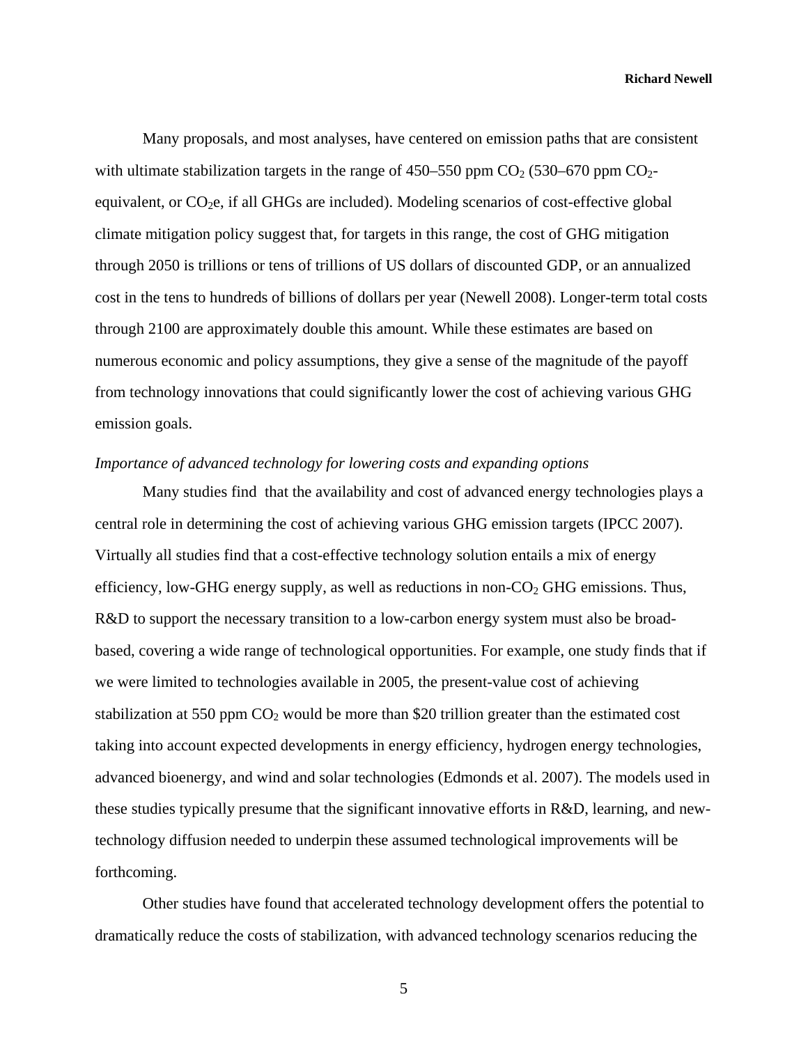Many proposals, and most analyses, have centered on emission paths that are consistent with ultimate stabilization targets in the range of 450–550 ppm $CO_2$ (530–670 ppm $CO_2$-equivalent, or $CO_2$e, if all GHGs are included). Modeling scenarios of cost-effective global climate mitigation policy suggest that, for targets in this range, the cost of GHG mitigation through 2050 is trillions or tens of trillions of US dollars of discounted GDP, or an annualized cost in the tens to hundreds of billions of dollars per year (Newell 2008). Longer-term total costs through 2100 are approximately double this amount. While these estimates are based on numerous economic and policy assumptions, they give a sense of the magnitude of the payoff from technology innovations that could significantly lower the cost of achieving various GHG emission goals.

*Importance of advanced technology for lowering costs and expanding options*

Many studies find that the availability and cost of advanced energy technologies plays a central role in determining the cost of achieving various GHG emission targets (IPCC 2007). Virtually all studies find that a cost-effective technology solution entails a mix of energy efficiency, low-GHG energy supply, as well as reductions in non-$CO_2$ GHG emissions. Thus, R&D to support the necessary transition to a low-carbon energy system must also be broad-based, covering a wide range of technological opportunities. For example, one study finds that if we were limited to technologies available in 2005, the present-value cost of achieving stabilization at 550 ppm $CO_2$ would be more than $20 trillion greater than the estimated cost taking into account expected developments in energy efficiency, hydrogen energy technologies, advanced bioenergy, and wind and solar technologies (Edmonds et al. 2007). The models used in these studies typically presume that the significant innovative efforts in R&D, learning, and new-technology diffusion needed to underpin these assumed technological improvements will be forthcoming.

Other studies have found that accelerated technology development offers the potential to dramatically reduce the costs of stabilization, with advanced technology scenarios reducing the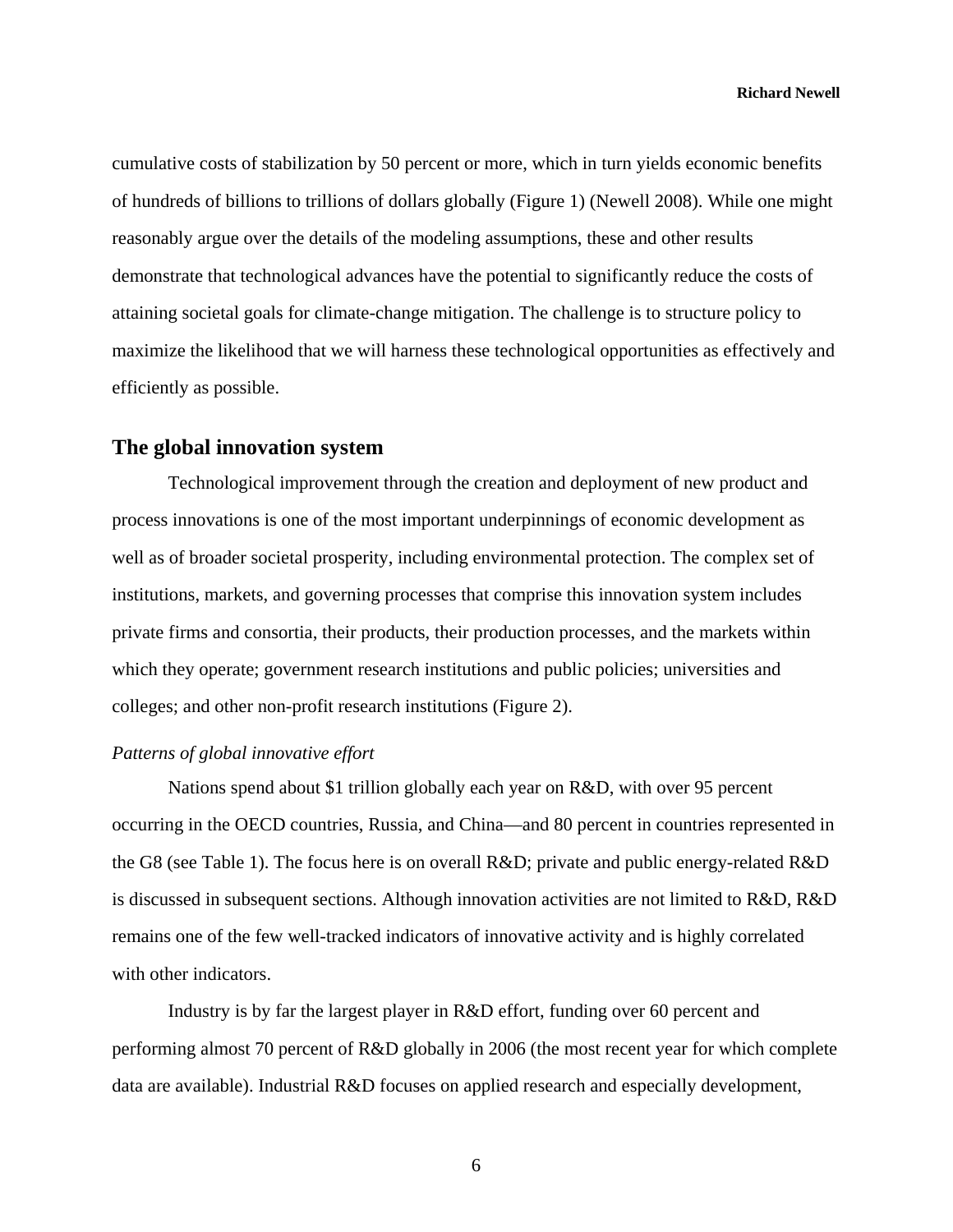cumulative costs of stabilization by 50 percent or more, which in turn yields economic benefits of hundreds of billions to trillions of dollars globally (Figure 1) (Newell 2008). While one might reasonably argue over the details of the modeling assumptions, these and other results demonstrate that technological advances have the potential to significantly reduce the costs of attaining societal goals for climate-change mitigation. The challenge is to structure policy to maximize the likelihood that we will harness these technological opportunities as effectively and efficiently as possible.

## The global innovation system

Technological improvement through the creation and deployment of new product and process innovations is one of the most important underpinnings of economic development as well as of broader societal prosperity, including environmental protection. The complex set of institutions, markets, and governing processes that comprise this innovation system includes private firms and consortia, their products, their production processes, and the markets within which they operate; government research institutions and public policies; universities and colleges; and other non-profit research institutions (Figure 2).

### *Patterns of global innovative effort*

Nations spend about $1 trillion globally each year on R&D, with over 95 percent occurring in the OECD countries, Russia, and China—and 80 percent in countries represented in the G8 (see Table 1). The focus here is on overall R&D; private and public energy-related R&D is discussed in subsequent sections. Although innovation activities are not limited to R&D, R&D remains one of the few well-tracked indicators of innovative activity and is highly correlated with other indicators.

Industry is by far the largest player in R&D effort, funding over 60 percent and performing almost 70 percent of R&D globally in 2006 (the most recent year for which complete data are available). Industrial R&D focuses on applied research and especially development,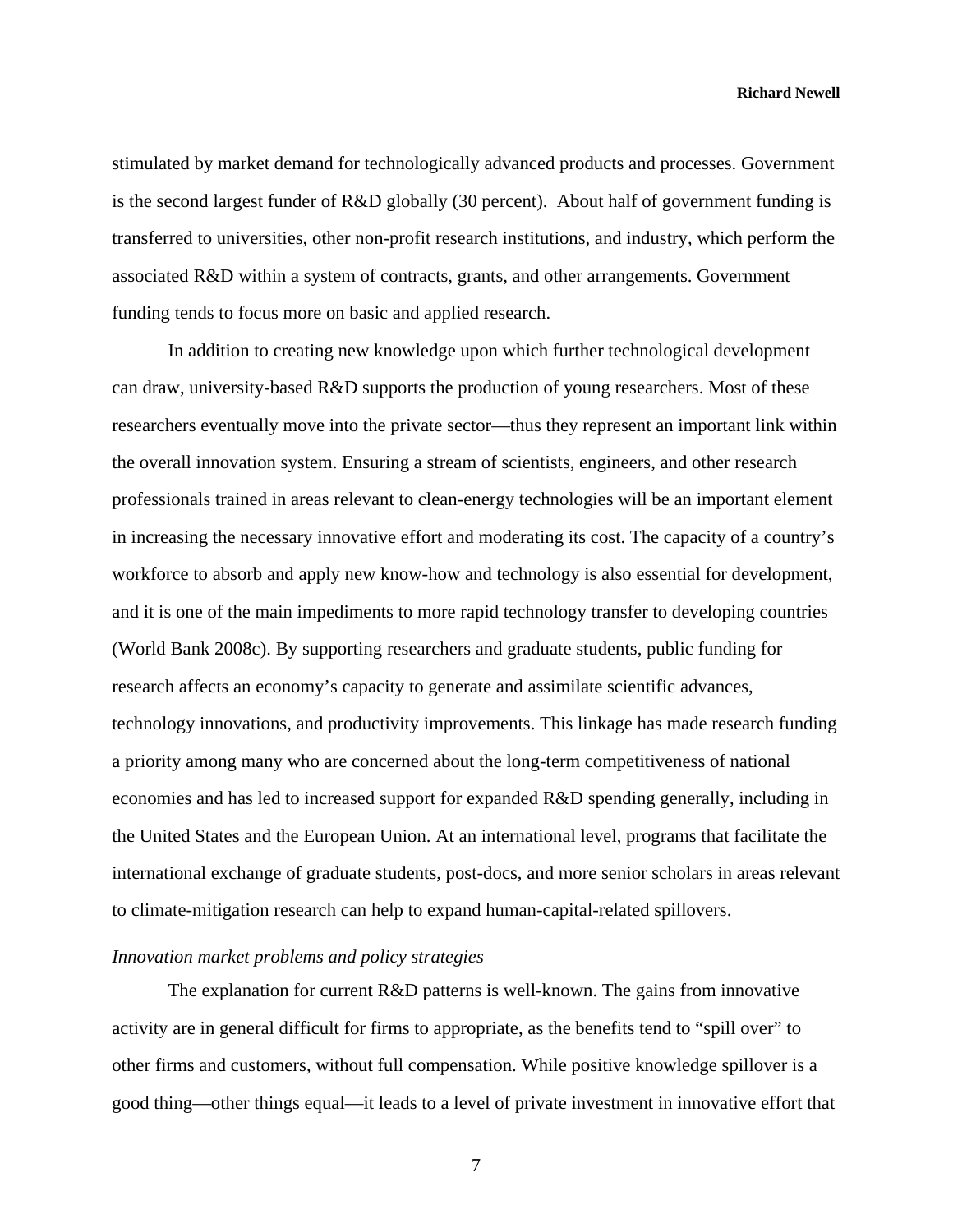stimulated by market demand for technologically advanced products and processes. Government is the second largest funder of R&D globally (30 percent). About half of government funding is transferred to universities, other non-profit research institutions, and industry, which perform the associated R&D within a system of contracts, grants, and other arrangements. Government funding tends to focus more on basic and applied research.

In addition to creating new knowledge upon which further technological development can draw, university-based R&D supports the production of young researchers. Most of these researchers eventually move into the private sector—thus they represent an important link within the overall innovation system. Ensuring a stream of scientists, engineers, and other research professionals trained in areas relevant to clean-energy technologies will be an important element in increasing the necessary innovative effort and moderating its cost. The capacity of a country's workforce to absorb and apply new know-how and technology is also essential for development, and it is one of the main impediments to more rapid technology transfer to developing countries (World Bank 2008c). By supporting researchers and graduate students, public funding for research affects an economy's capacity to generate and assimilate scientific advances, technology innovations, and productivity improvements. This linkage has made research funding a priority among many who are concerned about the long-term competitiveness of national economies and has led to increased support for expanded R&D spending generally, including in the United States and the European Union. At an international level, programs that facilitate the international exchange of graduate students, post-docs, and more senior scholars in areas relevant to climate-mitigation research can help to expand human-capital-related spillovers.

*Innovation market problems and policy strategies*

The explanation for current R&D patterns is well-known. The gains from innovative activity are in general difficult for firms to appropriate, as the benefits tend to "spill over" to other firms and customers, without full compensation. While positive knowledge spillover is a good thing—other things equal—it leads to a level of private investment in innovative effort that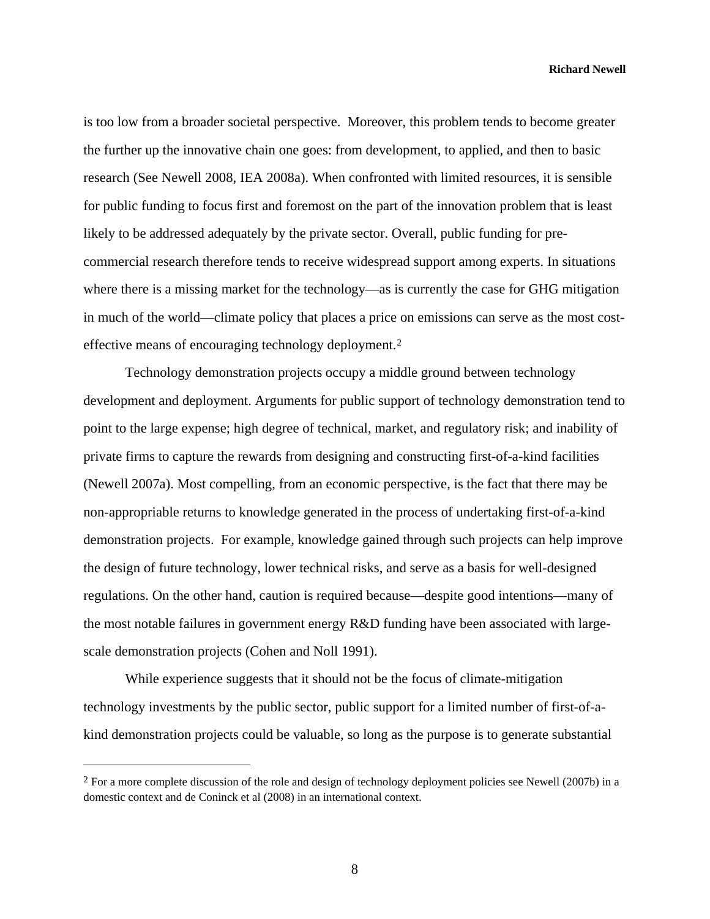is too low from a broader societal perspective. Moreover, this problem tends to become greater the further up the innovative chain one goes: from development, to applied, and then to basic research (See Newell 2008, IEA 2008a). When confronted with limited resources, it is sensible for public funding to focus first and foremost on the part of the innovation problem that is least likely to be addressed adequately by the private sector. Overall, public funding for pre-commercial research therefore tends to receive widespread support among experts. In situations where there is a missing market for the technology—as is currently the case for GHG mitigation in much of the world—climate policy that places a price on emissions can serve as the most cost-effective means of encouraging technology deployment.[2]

Technology demonstration projects occupy a middle ground between technology development and deployment. Arguments for public support of technology demonstration tend to point to the large expense; high degree of technical, market, and regulatory risk; and inability of private firms to capture the rewards from designing and constructing first-of-a-kind facilities (Newell 2007a). Most compelling, from an economic perspective, is the fact that there may be non-appropriable returns to knowledge generated in the process of undertaking first-of-a-kind demonstration projects. For example, knowledge gained through such projects can help improve the design of future technology, lower technical risks, and serve as a basis for well-designed regulations. On the other hand, caution is required because—despite good intentions—many of the most notable failures in government energy R&D funding have been associated with large-scale demonstration projects (Cohen and Noll 1991).

While experience suggests that it should not be the focus of climate-mitigation technology investments by the public sector, public support for a limited number of first-of-a-kind demonstration projects could be valuable, so long as the purpose is to generate substantial

[2] For a more complete discussion of the role and design of technology deployment policies see Newell (2007b) in a domestic context and de Coninck et al (2008) in an international context.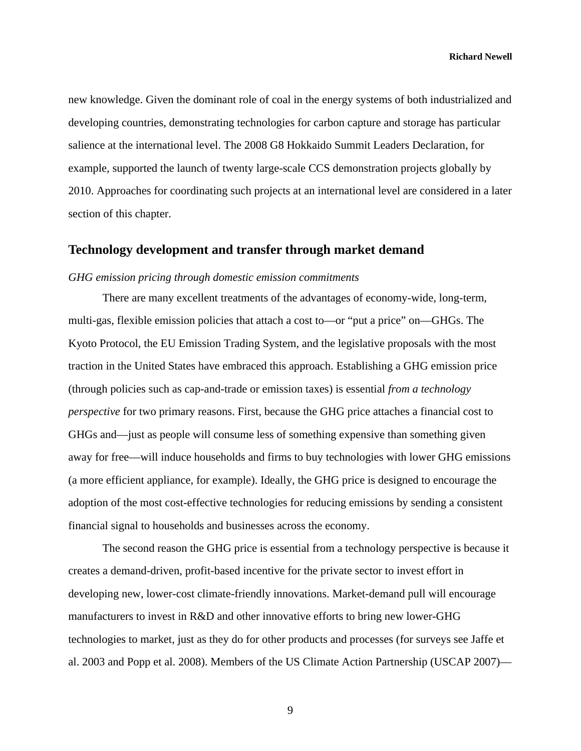new knowledge. Given the dominant role of coal in the energy systems of both industrialized and developing countries, demonstrating technologies for carbon capture and storage has particular salience at the international level. The 2008 G8 Hokkaido Summit Leaders Declaration, for example, supported the launch of twenty large-scale CCS demonstration projects globally by 2010. Approaches for coordinating such projects at an international level are considered in a later section of this chapter.

## Technology development and transfer through market demand

*GHG emission pricing through domestic emission commitments*

There are many excellent treatments of the advantages of economy-wide, long-term, multi-gas, flexible emission policies that attach a cost to—or "put a price" on—GHGs. The Kyoto Protocol, the EU Emission Trading System, and the legislative proposals with the most traction in the United States have embraced this approach. Establishing a GHG emission price (through policies such as cap-and-trade or emission taxes) is essential *from a technology perspective* for two primary reasons. First, because the GHG price attaches a financial cost to GHGs and—just as people will consume less of something expensive than something given away for free—will induce households and firms to buy technologies with lower GHG emissions (a more efficient appliance, for example). Ideally, the GHG price is designed to encourage the adoption of the most cost-effective technologies for reducing emissions by sending a consistent financial signal to households and businesses across the economy.

The second reason the GHG price is essential from a technology perspective is because it creates a demand-driven, profit-based incentive for the private sector to invest effort in developing new, lower-cost climate-friendly innovations. Market-demand pull will encourage manufacturers to invest in R&D and other innovative efforts to bring new lower-GHG technologies to market, just as they do for other products and processes (for surveys see Jaffe et al. 2003 and Popp et al. 2008). Members of the US Climate Action Partnership (USCAP 2007)—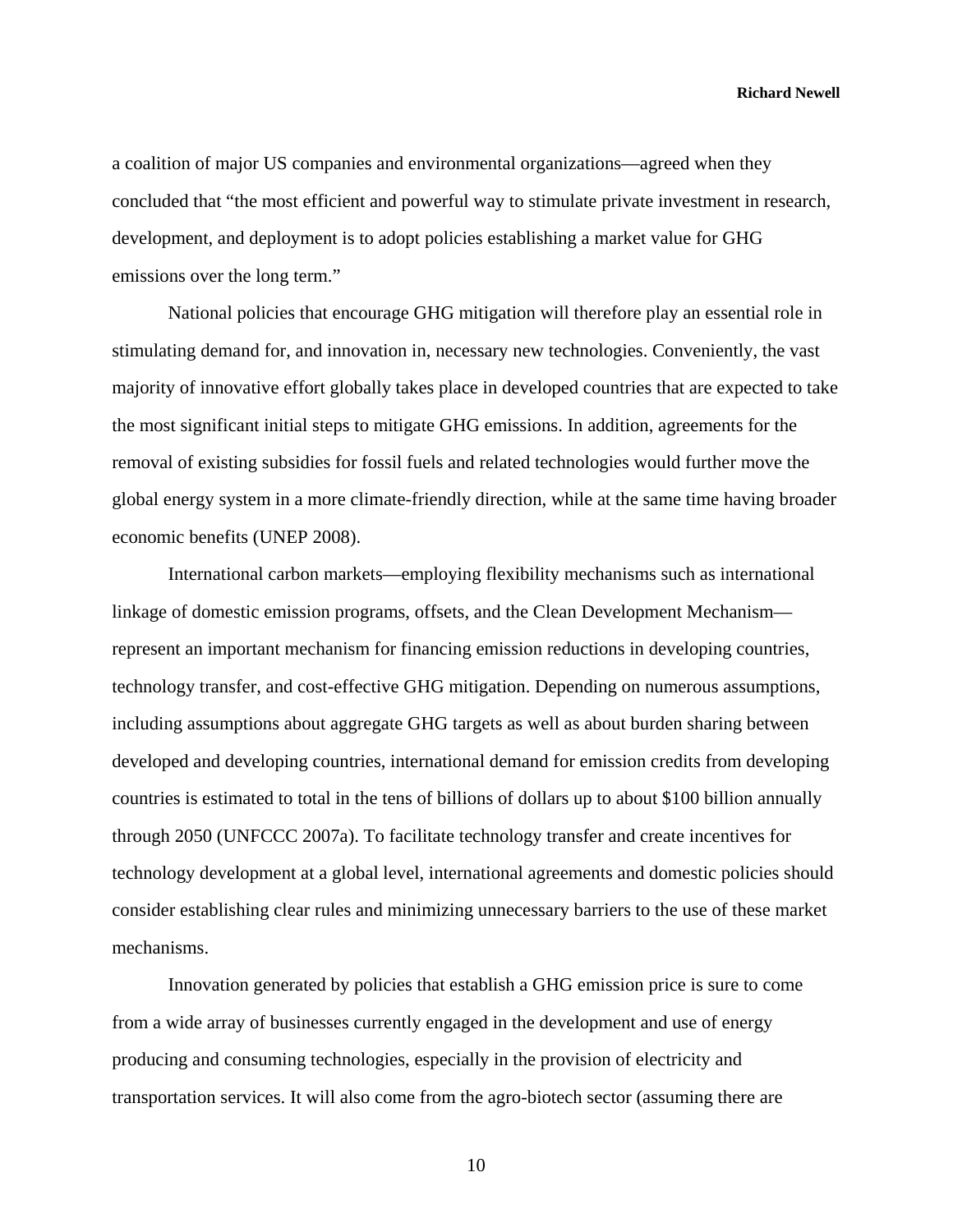a coalition of major US companies and environmental organizations—agreed when they concluded that "the most efficient and powerful way to stimulate private investment in research, development, and deployment is to adopt policies establishing a market value for GHG emissions over the long term."

National policies that encourage GHG mitigation will therefore play an essential role in stimulating demand for, and innovation in, necessary new technologies. Conveniently, the vast majority of innovative effort globally takes place in developed countries that are expected to take the most significant initial steps to mitigate GHG emissions. In addition, agreements for the removal of existing subsidies for fossil fuels and related technologies would further move the global energy system in a more climate-friendly direction, while at the same time having broader economic benefits (UNEP 2008).

International carbon markets—employing flexibility mechanisms such as international linkage of domestic emission programs, offsets, and the Clean Development Mechanism—represent an important mechanism for financing emission reductions in developing countries, technology transfer, and cost-effective GHG mitigation. Depending on numerous assumptions, including assumptions about aggregate GHG targets as well as about burden sharing between developed and developing countries, international demand for emission credits from developing countries is estimated to total in the tens of billions of dollars up to about $100 billion annually through 2050 (UNFCCC 2007a). To facilitate technology transfer and create incentives for technology development at a global level, international agreements and domestic policies should consider establishing clear rules and minimizing unnecessary barriers to the use of these market mechanisms.

Innovation generated by policies that establish a GHG emission price is sure to come from a wide array of businesses currently engaged in the development and use of energy producing and consuming technologies, especially in the provision of electricity and transportation services. It will also come from the agro-biotech sector (assuming there are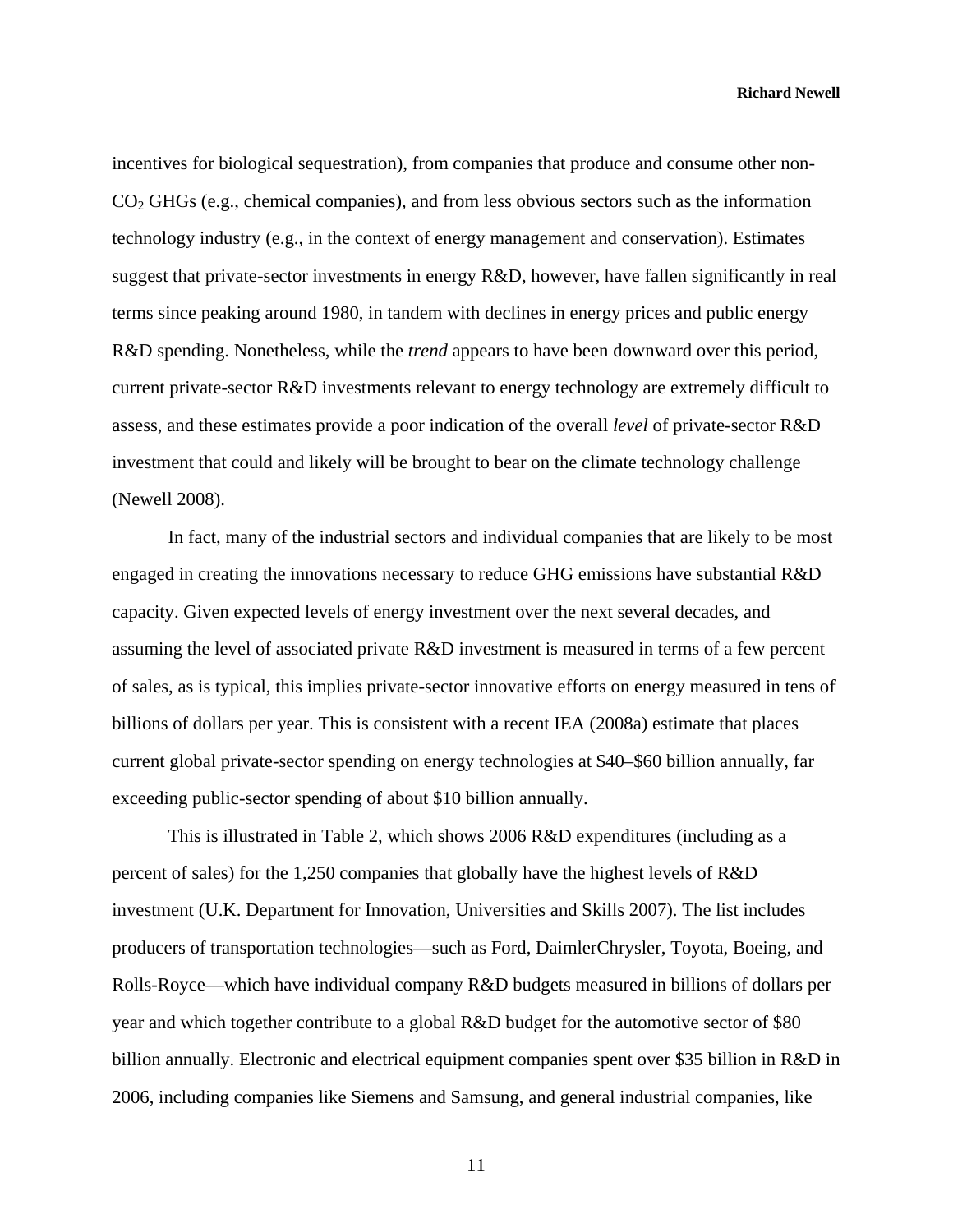incentives for biological sequestration), from companies that produce and consume other non-$CO_2$ GHGs (e.g., chemical companies), and from less obvious sectors such as the information technology industry (e.g., in the context of energy management and conservation). Estimates suggest that private-sector investments in energy R&D, however, have fallen significantly in real terms since peaking around 1980, in tandem with declines in energy prices and public energy R&D spending. Nonetheless, while the *trend* appears to have been downward over this period, current private-sector R&D investments relevant to energy technology are extremely difficult to assess, and these estimates provide a poor indication of the overall *level* of private-sector R&D investment that could and likely will be brought to bear on the climate technology challenge (Newell 2008).

In fact, many of the industrial sectors and individual companies that are likely to be most engaged in creating the innovations necessary to reduce GHG emissions have substantial R&D capacity. Given expected levels of energy investment over the next several decades, and assuming the level of associated private R&D investment is measured in terms of a few percent of sales, as is typical, this implies private-sector innovative efforts on energy measured in tens of billions of dollars per year. This is consistent with a recent IEA (2008a) estimate that places current global private-sector spending on energy technologies at $40–$60 billion annually, far exceeding public-sector spending of about $10 billion annually.

This is illustrated in Table 2, which shows 2006 R&D expenditures (including as a percent of sales) for the 1,250 companies that globally have the highest levels of R&D investment (U.K. Department for Innovation, Universities and Skills 2007). The list includes producers of transportation technologies—such as Ford, DaimlerChrysler, Toyota, Boeing, and Rolls-Royce—which have individual company R&D budgets measured in billions of dollars per year and which together contribute to a global R&D budget for the automotive sector of $80 billion annually. Electronic and electrical equipment companies spent over $35 billion in R&D in 2006, including companies like Siemens and Samsung, and general industrial companies, like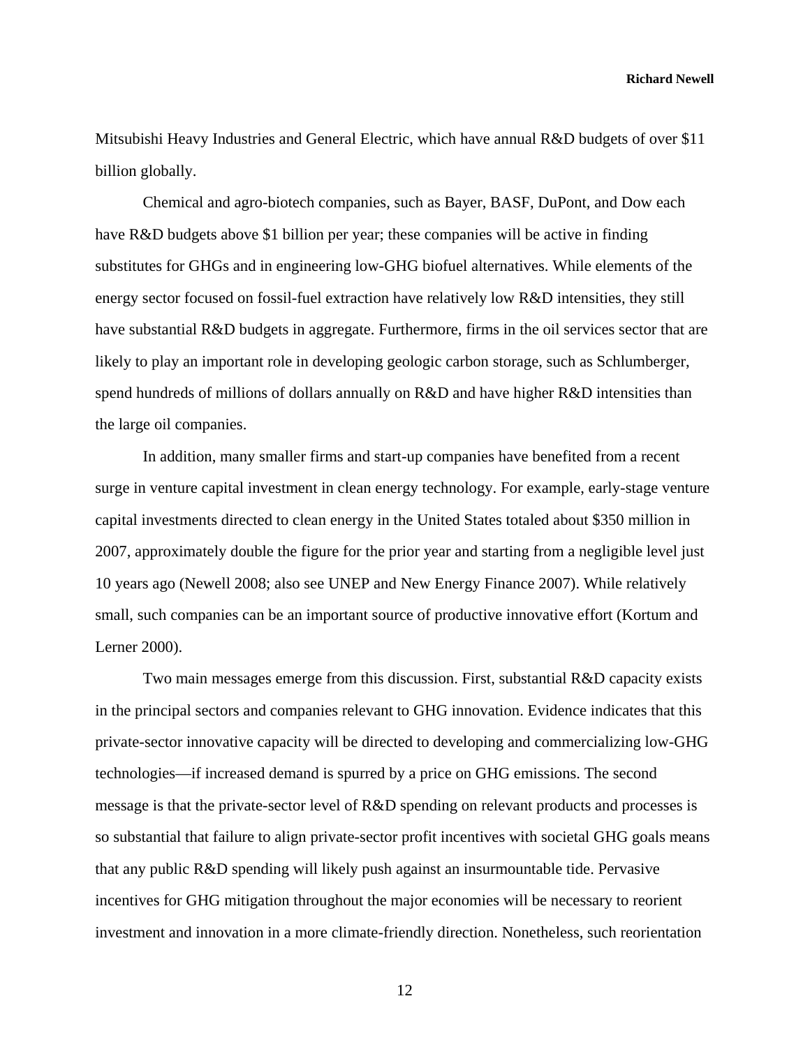Mitsubishi Heavy Industries and General Electric, which have annual R&D budgets of over $11 billion globally.

Chemical and agro-biotech companies, such as Bayer, BASF, DuPont, and Dow each have R&D budgets above $1 billion per year; these companies will be active in finding substitutes for GHGs and in engineering low-GHG biofuel alternatives. While elements of the energy sector focused on fossil-fuel extraction have relatively low R&D intensities, they still have substantial R&D budgets in aggregate. Furthermore, firms in the oil services sector that are likely to play an important role in developing geologic carbon storage, such as Schlumberger, spend hundreds of millions of dollars annually on R&D and have higher R&D intensities than the large oil companies.

In addition, many smaller firms and start-up companies have benefited from a recent surge in venture capital investment in clean energy technology. For example, early-stage venture capital investments directed to clean energy in the United States totaled about $350 million in 2007, approximately double the figure for the prior year and starting from a negligible level just 10 years ago (Newell 2008; also see UNEP and New Energy Finance 2007). While relatively small, such companies can be an important source of productive innovative effort (Kortum and Lerner 2000).

Two main messages emerge from this discussion. First, substantial R&D capacity exists in the principal sectors and companies relevant to GHG innovation. Evidence indicates that this private-sector innovative capacity will be directed to developing and commercializing low-GHG technologies—if increased demand is spurred by a price on GHG emissions. The second message is that the private-sector level of R&D spending on relevant products and processes is so substantial that failure to align private-sector profit incentives with societal GHG goals means that any public R&D spending will likely push against an insurmountable tide. Pervasive incentives for GHG mitigation throughout the major economies will be necessary to reorient investment and innovation in a more climate-friendly direction. Nonetheless, such reorientation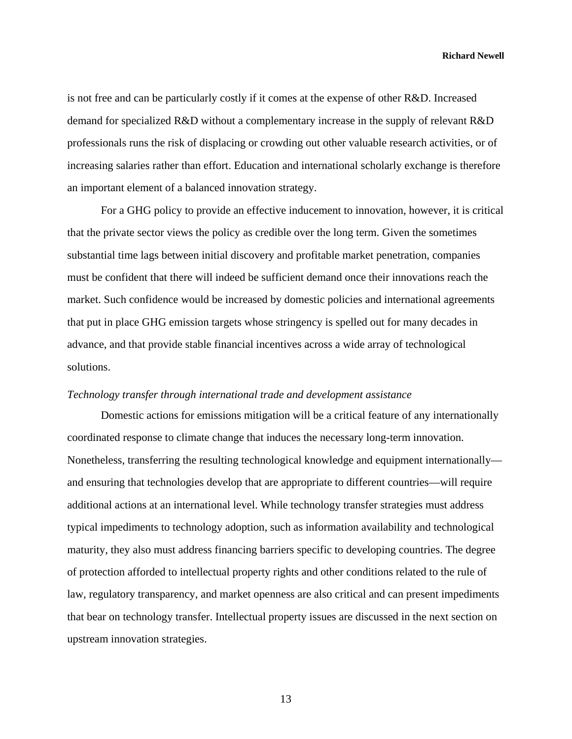is not free and can be particularly costly if it comes at the expense of other R&D. Increased demand for specialized R&D without a complementary increase in the supply of relevant R&D professionals runs the risk of displacing or crowding out other valuable research activities, or of increasing salaries rather than effort. Education and international scholarly exchange is therefore an important element of a balanced innovation strategy.

For a GHG policy to provide an effective inducement to innovation, however, it is critical that the private sector views the policy as credible over the long term. Given the sometimes substantial time lags between initial discovery and profitable market penetration, companies must be confident that there will indeed be sufficient demand once their innovations reach the market. Such confidence would be increased by domestic policies and international agreements that put in place GHG emission targets whose stringency is spelled out for many decades in advance, and that provide stable financial incentives across a wide array of technological solutions.

*Technology transfer through international trade and development assistance*

Domestic actions for emissions mitigation will be a critical feature of any internationally coordinated response to climate change that induces the necessary long-term innovation. Nonetheless, transferring the resulting technological knowledge and equipment internationally—and ensuring that technologies develop that are appropriate to different countries—will require additional actions at an international level. While technology transfer strategies must address typical impediments to technology adoption, such as information availability and technological maturity, they also must address financing barriers specific to developing countries. The degree of protection afforded to intellectual property rights and other conditions related to the rule of law, regulatory transparency, and market openness are also critical and can present impediments that bear on technology transfer. Intellectual property issues are discussed in the next section on upstream innovation strategies.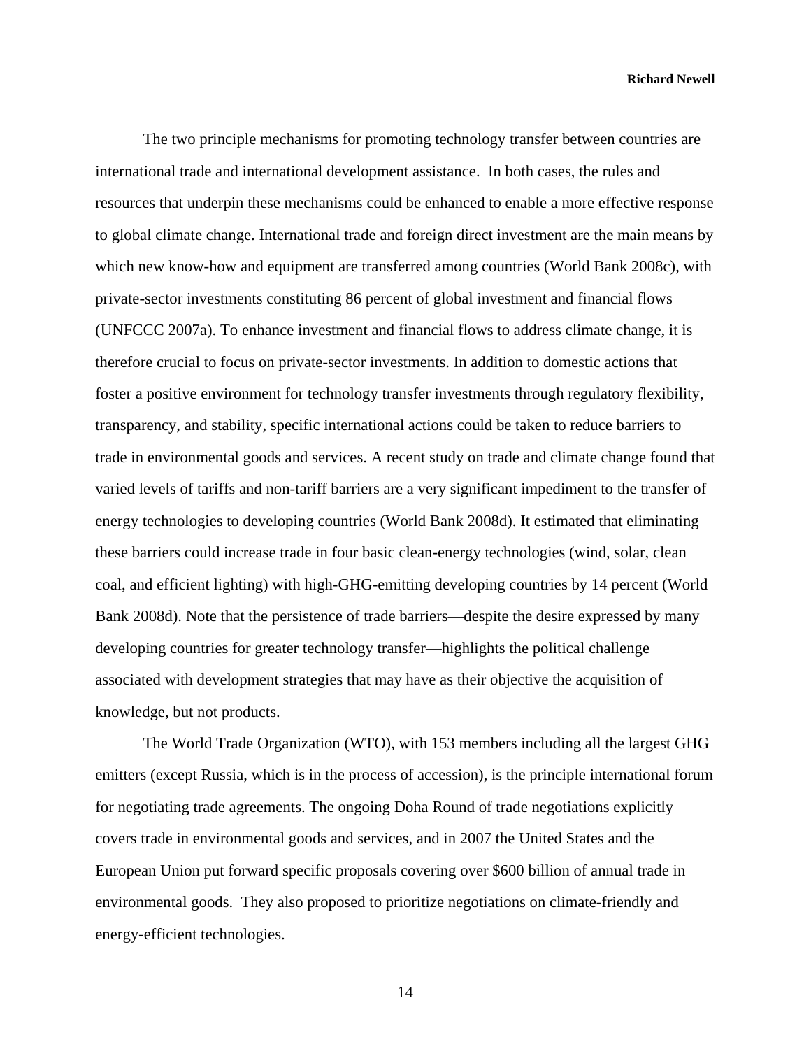The two principle mechanisms for promoting technology transfer between countries are international trade and international development assistance. In both cases, the rules and resources that underpin these mechanisms could be enhanced to enable a more effective response to global climate change. International trade and foreign direct investment are the main means by which new know-how and equipment are transferred among countries (World Bank 2008c), with private-sector investments constituting 86 percent of global investment and financial flows (UNFCCC 2007a). To enhance investment and financial flows to address climate change, it is therefore crucial to focus on private-sector investments. In addition to domestic actions that foster a positive environment for technology transfer investments through regulatory flexibility, transparency, and stability, specific international actions could be taken to reduce barriers to trade in environmental goods and services. A recent study on trade and climate change found that varied levels of tariffs and non-tariff barriers are a very significant impediment to the transfer of energy technologies to developing countries (World Bank 2008d). It estimated that eliminating these barriers could increase trade in four basic clean-energy technologies (wind, solar, clean coal, and efficient lighting) with high-GHG-emitting developing countries by 14 percent (World Bank 2008d). Note that the persistence of trade barriers—despite the desire expressed by many developing countries for greater technology transfer—highlights the political challenge associated with development strategies that may have as their objective the acquisition of knowledge, but not products.

The World Trade Organization (WTO), with 153 members including all the largest GHG emitters (except Russia, which is in the process of accession), is the principle international forum for negotiating trade agreements. The ongoing Doha Round of trade negotiations explicitly covers trade in environmental goods and services, and in 2007 the United States and the European Union put forward specific proposals covering over $600 billion of annual trade in environmental goods. They also proposed to prioritize negotiations on climate-friendly and energy-efficient technologies.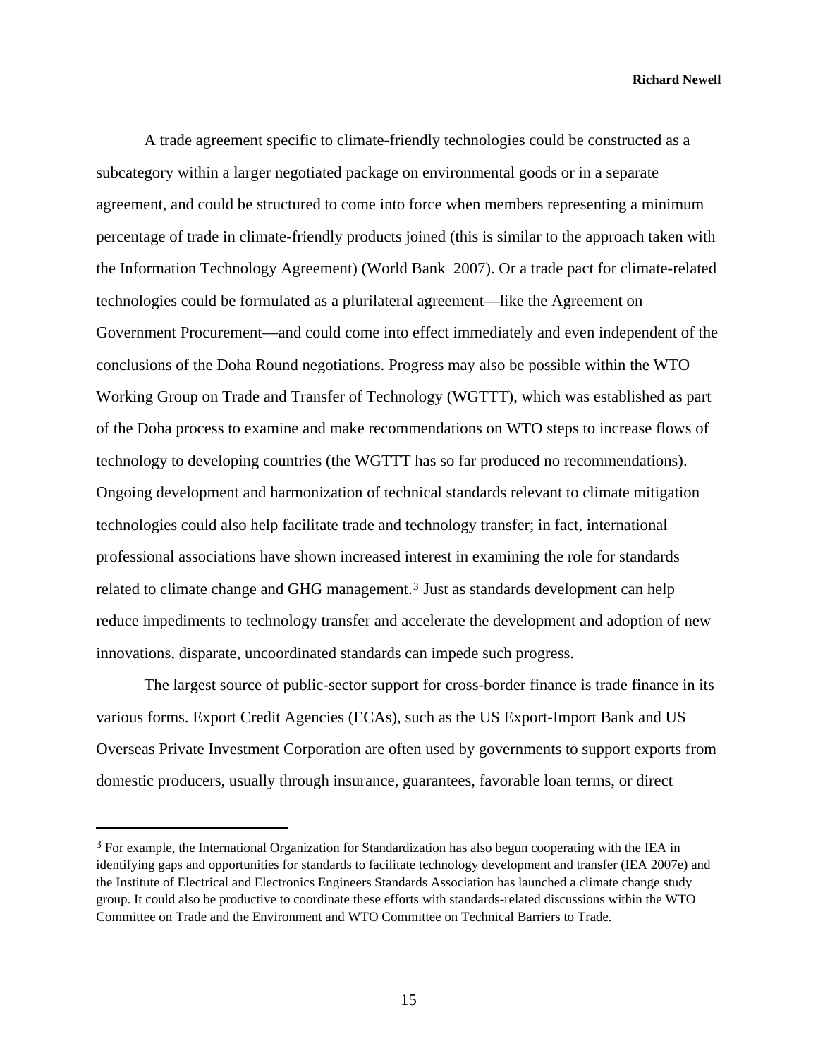A trade agreement specific to climate-friendly technologies could be constructed as a subcategory within a larger negotiated package on environmental goods or in a separate agreement, and could be structured to come into force when members representing a minimum percentage of trade in climate-friendly products joined (this is similar to the approach taken with the Information Technology Agreement) (World Bank 2007). Or a trade pact for climate-related technologies could be formulated as a plurilateral agreement—like the Agreement on Government Procurement—and could come into effect immediately and even independent of the conclusions of the Doha Round negotiations. Progress may also be possible within the WTO Working Group on Trade and Transfer of Technology (WGTTT), which was established as part of the Doha process to examine and make recommendations on WTO steps to increase flows of technology to developing countries (the WGTTT has so far produced no recommendations). Ongoing development and harmonization of technical standards relevant to climate mitigation technologies could also help facilitate trade and technology transfer; in fact, international professional associations have shown increased interest in examining the role for standards related to climate change and GHG management.[3] Just as standards development can help reduce impediments to technology transfer and accelerate the development and adoption of new innovations, disparate, uncoordinated standards can impede such progress.

The largest source of public-sector support for cross-border finance is trade finance in its various forms. Export Credit Agencies (ECAs), such as the US Export-Import Bank and US Overseas Private Investment Corporation are often used by governments to support exports from domestic producers, usually through insurance, guarantees, favorable loan terms, or direct

---

[3] For example, the International Organization for Standardization has also begun cooperating with the IEA in identifying gaps and opportunities for standards to facilitate technology development and transfer (IEA 2007e) and the Institute of Electrical and Electronics Engineers Standards Association has launched a climate change study group. It could also be productive to coordinate these efforts with standards-related discussions within the WTO Committee on Trade and the Environment and WTO Committee on Technical Barriers to Trade.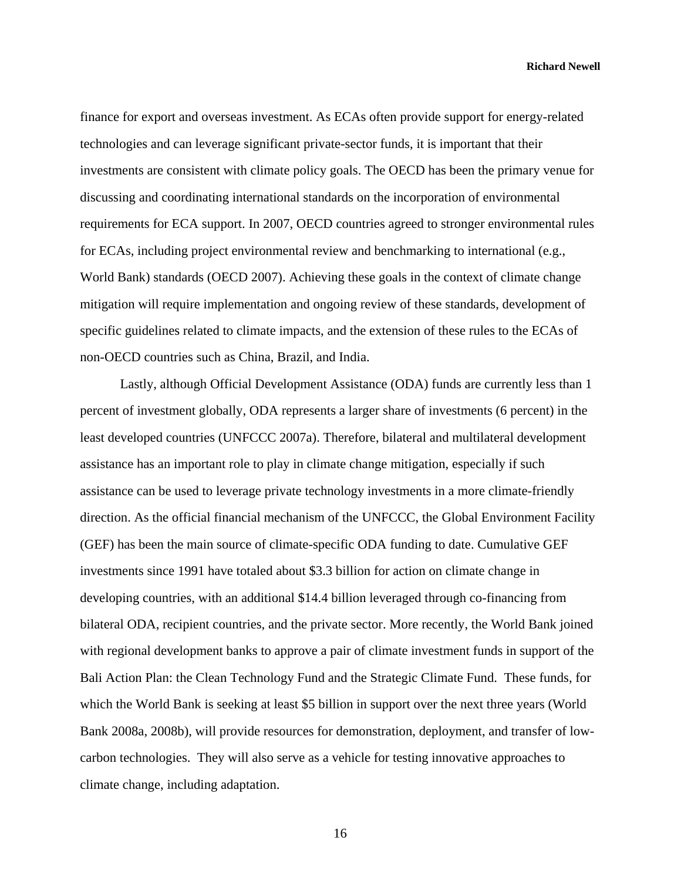finance for export and overseas investment. As ECAs often provide support for energy-related technologies and can leverage significant private-sector funds, it is important that their investments are consistent with climate policy goals. The OECD has been the primary venue for discussing and coordinating international standards on the incorporation of environmental requirements for ECA support. In 2007, OECD countries agreed to stronger environmental rules for ECAs, including project environmental review and benchmarking to international (e.g., World Bank) standards (OECD 2007). Achieving these goals in the context of climate change mitigation will require implementation and ongoing review of these standards, development of specific guidelines related to climate impacts, and the extension of these rules to the ECAs of non-OECD countries such as China, Brazil, and India.

Lastly, although Official Development Assistance (ODA) funds are currently less than 1 percent of investment globally, ODA represents a larger share of investments (6 percent) in the least developed countries (UNFCCC 2007a). Therefore, bilateral and multilateral development assistance has an important role to play in climate change mitigation, especially if such assistance can be used to leverage private technology investments in a more climate-friendly direction. As the official financial mechanism of the UNFCCC, the Global Environment Facility (GEF) has been the main source of climate-specific ODA funding to date. Cumulative GEF investments since 1991 have totaled about $3.3 billion for action on climate change in developing countries, with an additional $14.4 billion leveraged through co-financing from bilateral ODA, recipient countries, and the private sector. More recently, the World Bank joined with regional development banks to approve a pair of climate investment funds in support of the Bali Action Plan: the Clean Technology Fund and the Strategic Climate Fund. These funds, for which the World Bank is seeking at least $5 billion in support over the next three years (World Bank 2008a, 2008b), will provide resources for demonstration, deployment, and transfer of low-carbon technologies. They will also serve as a vehicle for testing innovative approaches to climate change, including adaptation.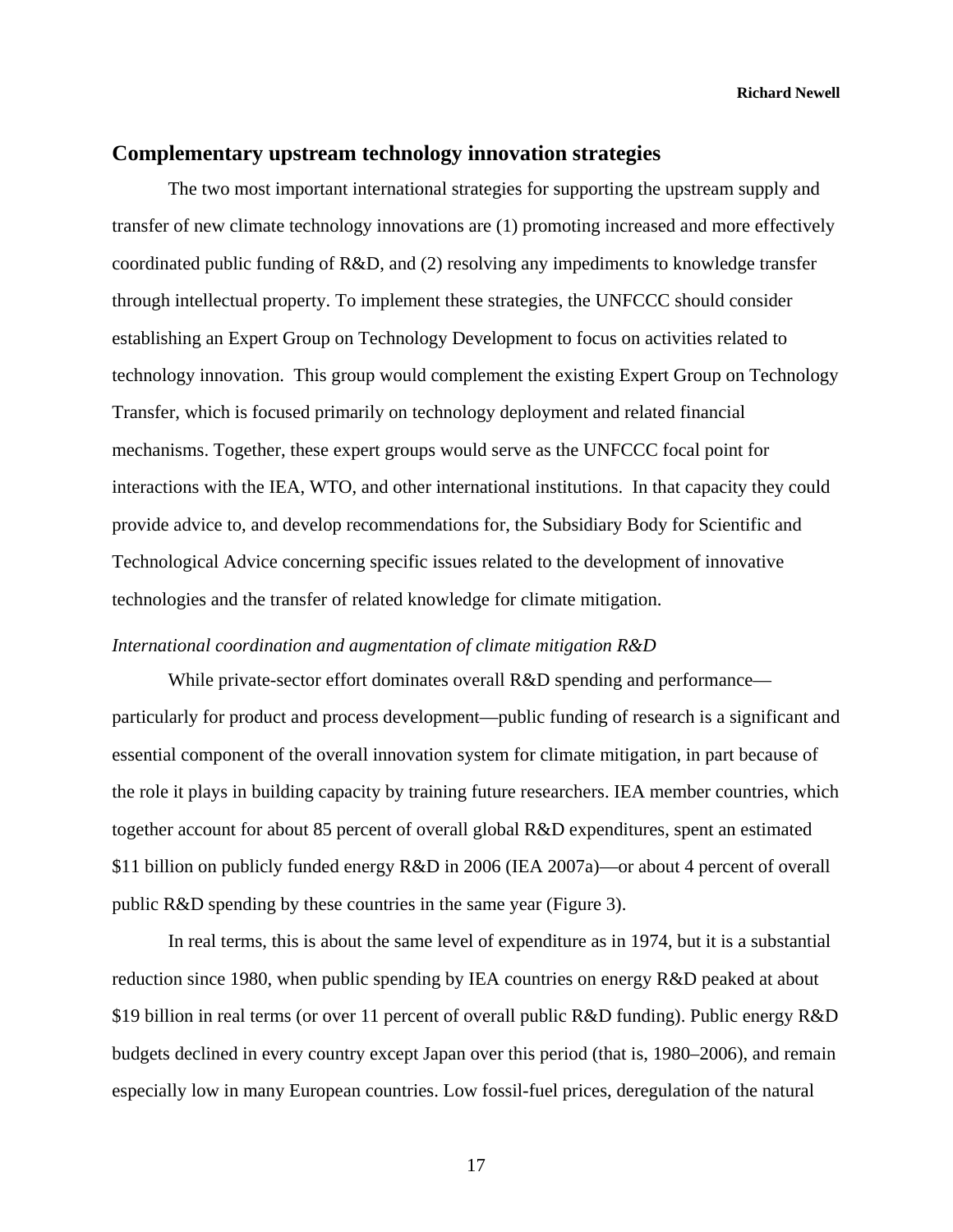## Complementary upstream technology innovation strategies

The two most important international strategies for supporting the upstream supply and transfer of new climate technology innovations are (1) promoting increased and more effectively coordinated public funding of R&D, and (2) resolving any impediments to knowledge transfer through intellectual property. To implement these strategies, the UNFCCC should consider establishing an Expert Group on Technology Development to focus on activities related to technology innovation. This group would complement the existing Expert Group on Technology Transfer, which is focused primarily on technology deployment and related financial mechanisms. Together, these expert groups would serve as the UNFCCC focal point for interactions with the IEA, WTO, and other international institutions. In that capacity they could provide advice to, and develop recommendations for, the Subsidiary Body for Scientific and Technological Advice concerning specific issues related to the development of innovative technologies and the transfer of related knowledge for climate mitigation.

*International coordination and augmentation of climate mitigation R&D*

While private-sector effort dominates overall R&D spending and performance—particularly for product and process development—public funding of research is a significant and essential component of the overall innovation system for climate mitigation, in part because of the role it plays in building capacity by training future researchers. IEA member countries, which together account for about 85 percent of overall global R&D expenditures, spent an estimated $11 billion on publicly funded energy R&D in 2006 (IEA 2007a)—or about 4 percent of overall public R&D spending by these countries in the same year (Figure 3).

In real terms, this is about the same level of expenditure as in 1974, but it is a substantial reduction since 1980, when public spending by IEA countries on energy R&D peaked at about $19 billion in real terms (or over 11 percent of overall public R&D funding). Public energy R&D budgets declined in every country except Japan over this period (that is, 1980–2006), and remain especially low in many European countries. Low fossil-fuel prices, deregulation of the natural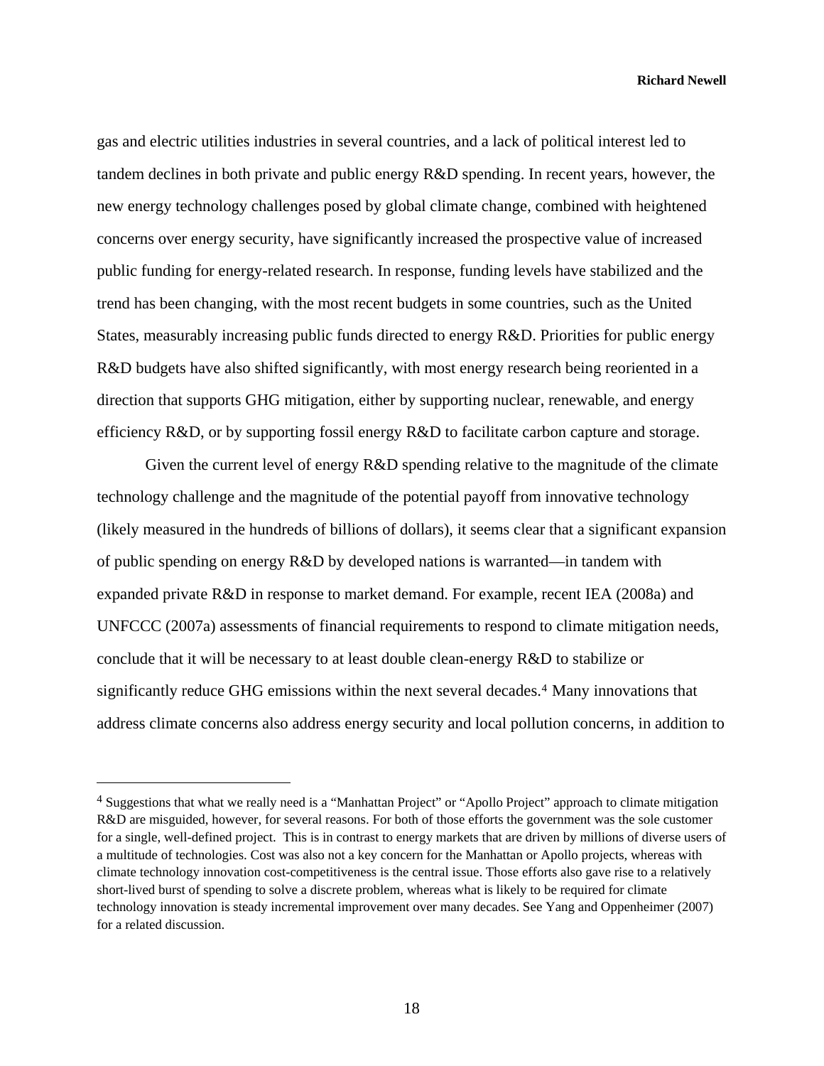gas and electric utilities industries in several countries, and a lack of political interest led to tandem declines in both private and public energy R&D spending. In recent years, however, the new energy technology challenges posed by global climate change, combined with heightened concerns over energy security, have significantly increased the prospective value of increased public funding for energy-related research. In response, funding levels have stabilized and the trend has been changing, with the most recent budgets in some countries, such as the United States, measurably increasing public funds directed to energy R&D. Priorities for public energy R&D budgets have also shifted significantly, with most energy research being reoriented in a direction that supports GHG mitigation, either by supporting nuclear, renewable, and energy efficiency R&D, or by supporting fossil energy R&D to facilitate carbon capture and storage.

Given the current level of energy R&D spending relative to the magnitude of the climate technology challenge and the magnitude of the potential payoff from innovative technology (likely measured in the hundreds of billions of dollars), it seems clear that a significant expansion of public spending on energy R&D by developed nations is warranted—in tandem with expanded private R&D in response to market demand. For example, recent IEA (2008a) and UNFCCC (2007a) assessments of financial requirements to respond to climate mitigation needs, conclude that it will be necessary to at least double clean-energy R&D to stabilize or significantly reduce GHG emissions within the next several decades.[4] Many innovations that address climate concerns also address energy security and local pollution concerns, in addition to

---

[4] Suggestions that what we really need is a "Manhattan Project" or "Apollo Project" approach to climate mitigation R&D are misguided, however, for several reasons. For both of those efforts the government was the sole customer for a single, well-defined project. This is in contrast to energy markets that are driven by millions of diverse users of a multitude of technologies. Cost was also not a key concern for the Manhattan or Apollo projects, whereas with climate technology innovation cost-competitiveness is the central issue. Those efforts also gave rise to a relatively short-lived burst of spending to solve a discrete problem, whereas what is likely to be required for climate technology innovation is steady incremental improvement over many decades. See Yang and Oppenheimer (2007) for a related discussion.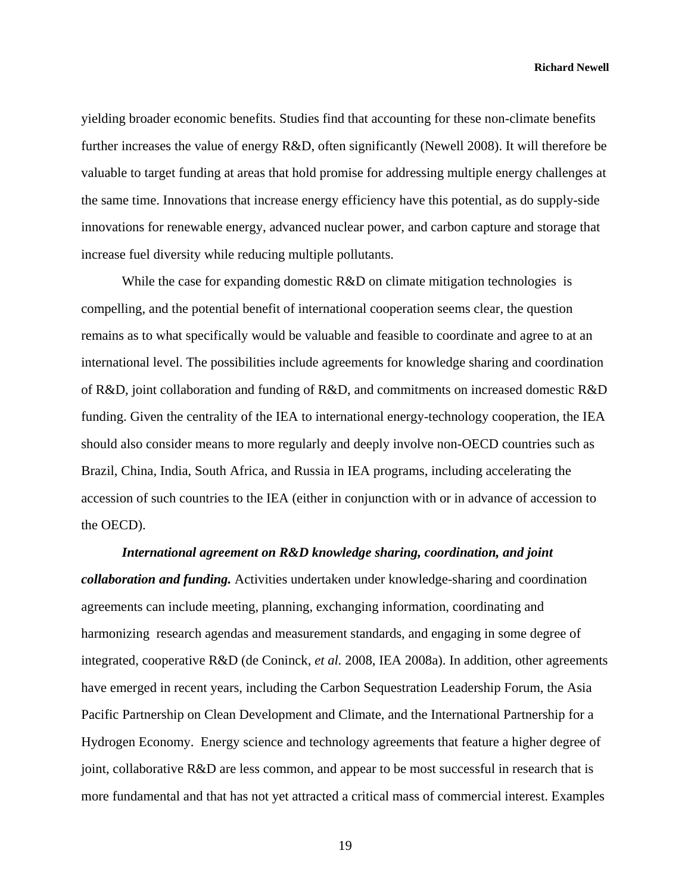yielding broader economic benefits. Studies find that accounting for these non-climate benefits further increases the value of energy R&D, often significantly (Newell 2008). It will therefore be valuable to target funding at areas that hold promise for addressing multiple energy challenges at the same time. Innovations that increase energy efficiency have this potential, as do supply-side innovations for renewable energy, advanced nuclear power, and carbon capture and storage that increase fuel diversity while reducing multiple pollutants.

While the case for expanding domestic R&D on climate mitigation technologies is compelling, and the potential benefit of international cooperation seems clear, the question remains as to what specifically would be valuable and feasible to coordinate and agree to at an international level. The possibilities include agreements for knowledge sharing and coordination of R&D, joint collaboration and funding of R&D, and commitments on increased domestic R&D funding. Given the centrality of the IEA to international energy-technology cooperation, the IEA should also consider means to more regularly and deeply involve non-OECD countries such as Brazil, China, India, South Africa, and Russia in IEA programs, including accelerating the accession of such countries to the IEA (either in conjunction with or in advance of accession to the OECD).

***International agreement on R&D knowledge sharing, coordination, and joint collaboration and funding.*** Activities undertaken under knowledge-sharing and coordination agreements can include meeting, planning, exchanging information, coordinating and harmonizing research agendas and measurement standards, and engaging in some degree of integrated, cooperative R&D (de Coninck, *et al.* 2008, IEA 2008a). In addition, other agreements have emerged in recent years, including the Carbon Sequestration Leadership Forum, the Asia Pacific Partnership on Clean Development and Climate, and the International Partnership for a Hydrogen Economy. Energy science and technology agreements that feature a higher degree of joint, collaborative R&D are less common, and appear to be most successful in research that is more fundamental and that has not yet attracted a critical mass of commercial interest. Examples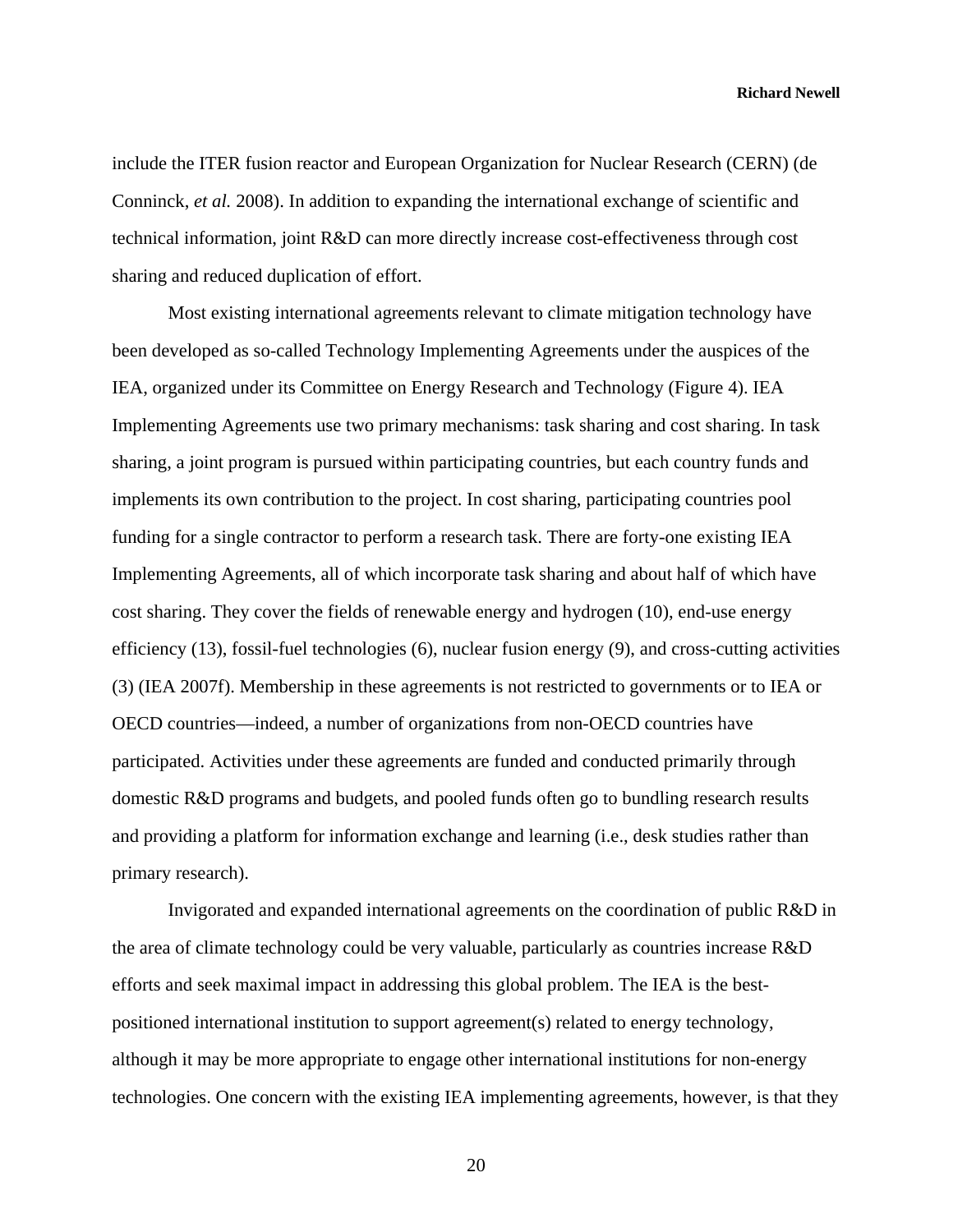include the ITER fusion reactor and European Organization for Nuclear Research (CERN) (de Conninck, *et al.* 2008). In addition to expanding the international exchange of scientific and technical information, joint R&D can more directly increase cost-effectiveness through cost sharing and reduced duplication of effort.

Most existing international agreements relevant to climate mitigation technology have been developed as so-called Technology Implementing Agreements under the auspices of the IEA, organized under its Committee on Energy Research and Technology (Figure 4). IEA Implementing Agreements use two primary mechanisms: task sharing and cost sharing. In task sharing, a joint program is pursued within participating countries, but each country funds and implements its own contribution to the project. In cost sharing, participating countries pool funding for a single contractor to perform a research task. There are forty-one existing IEA Implementing Agreements, all of which incorporate task sharing and about half of which have cost sharing. They cover the fields of renewable energy and hydrogen (10), end-use energy efficiency (13), fossil-fuel technologies (6), nuclear fusion energy (9), and cross-cutting activities (3) (IEA 2007f). Membership in these agreements is not restricted to governments or to IEA or OECD countries—indeed, a number of organizations from non-OECD countries have participated. Activities under these agreements are funded and conducted primarily through domestic R&D programs and budgets, and pooled funds often go to bundling research results and providing a platform for information exchange and learning (i.e., desk studies rather than primary research).

Invigorated and expanded international agreements on the coordination of public R&D in the area of climate technology could be very valuable, particularly as countries increase R&D efforts and seek maximal impact in addressing this global problem. The IEA is the best-positioned international institution to support agreement(s) related to energy technology, although it may be more appropriate to engage other international institutions for non-energy technologies. One concern with the existing IEA implementing agreements, however, is that they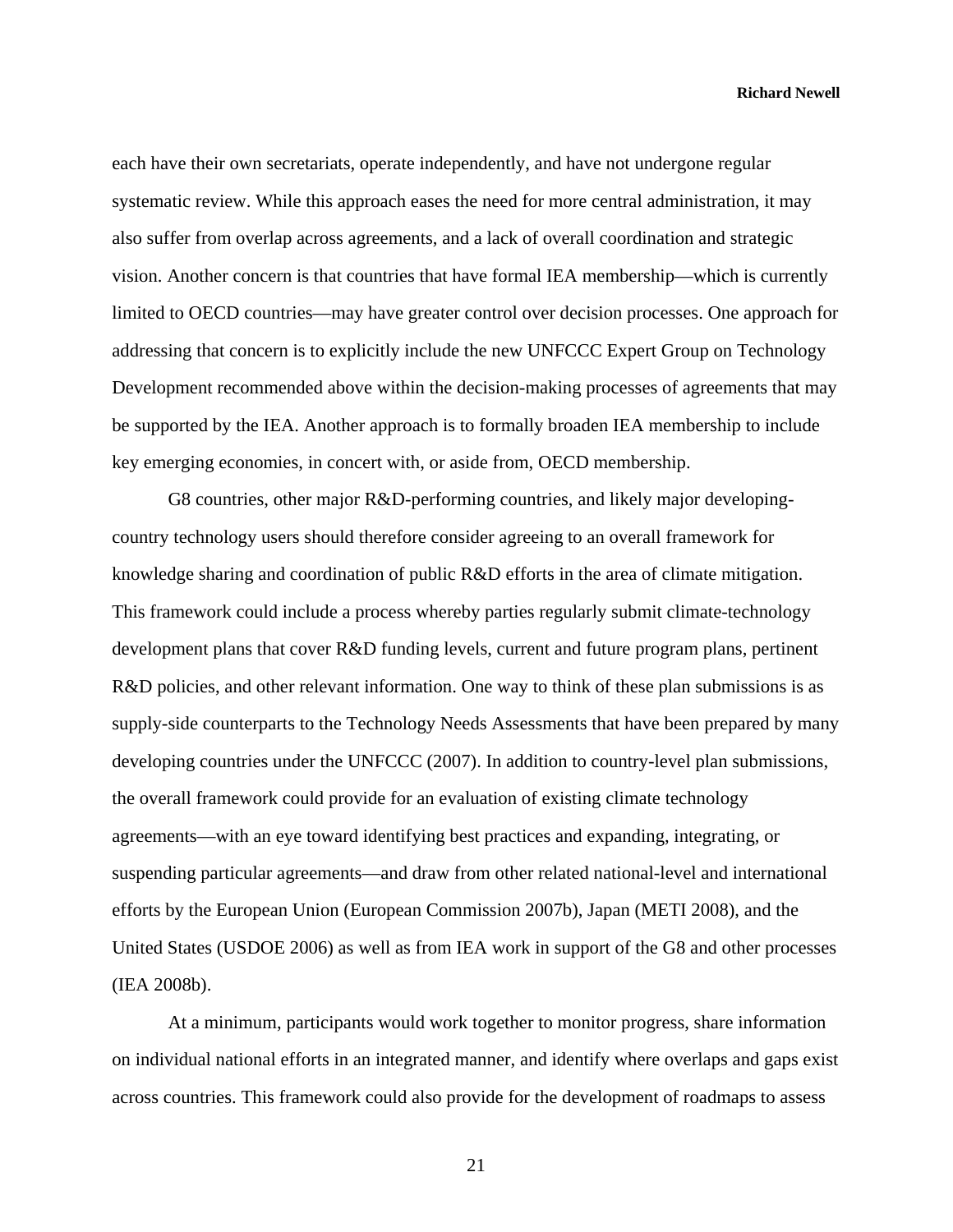each have their own secretariats, operate independently, and have not undergone regular systematic review. While this approach eases the need for more central administration, it may also suffer from overlap across agreements, and a lack of overall coordination and strategic vision. Another concern is that countries that have formal IEA membership—which is currently limited to OECD countries—may have greater control over decision processes. One approach for addressing that concern is to explicitly include the new UNFCCC Expert Group on Technology Development recommended above within the decision-making processes of agreements that may be supported by the IEA. Another approach is to formally broaden IEA membership to include key emerging economies, in concert with, or aside from, OECD membership.

G8 countries, other major R&D-performing countries, and likely major developing-country technology users should therefore consider agreeing to an overall framework for knowledge sharing and coordination of public R&D efforts in the area of climate mitigation. This framework could include a process whereby parties regularly submit climate-technology development plans that cover R&D funding levels, current and future program plans, pertinent R&D policies, and other relevant information. One way to think of these plan submissions is as supply-side counterparts to the Technology Needs Assessments that have been prepared by many developing countries under the UNFCCC (2007). In addition to country-level plan submissions, the overall framework could provide for an evaluation of existing climate technology agreements—with an eye toward identifying best practices and expanding, integrating, or suspending particular agreements—and draw from other related national-level and international efforts by the European Union (European Commission 2007b), Japan (METI 2008), and the United States (USDOE 2006) as well as from IEA work in support of the G8 and other processes (IEA 2008b).

At a minimum, participants would work together to monitor progress, share information on individual national efforts in an integrated manner, and identify where overlaps and gaps exist across countries. This framework could also provide for the development of roadmaps to assess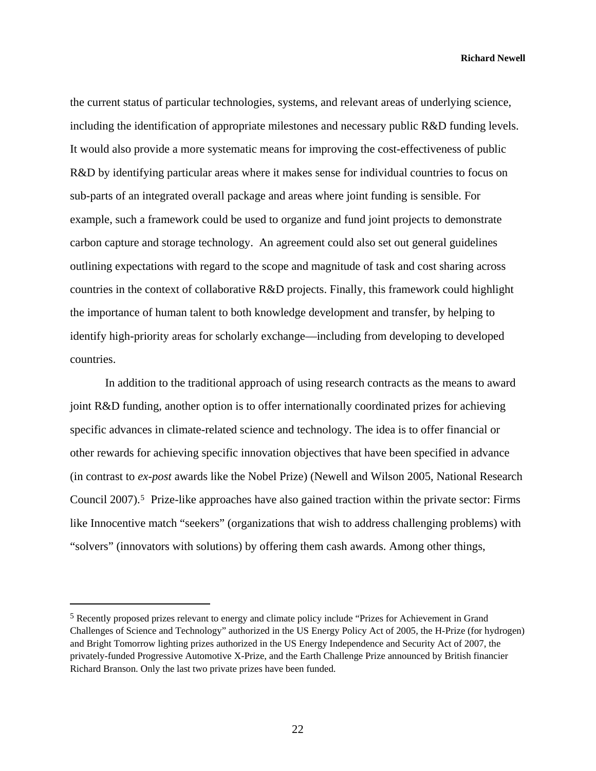the current status of particular technologies, systems, and relevant areas of underlying science, including the identification of appropriate milestones and necessary public R&D funding levels. It would also provide a more systematic means for improving the cost-effectiveness of public R&D by identifying particular areas where it makes sense for individual countries to focus on sub-parts of an integrated overall package and areas where joint funding is sensible. For example, such a framework could be used to organize and fund joint projects to demonstrate carbon capture and storage technology. An agreement could also set out general guidelines outlining expectations with regard to the scope and magnitude of task and cost sharing across countries in the context of collaborative R&D projects. Finally, this framework could highlight the importance of human talent to both knowledge development and transfer, by helping to identify high-priority areas for scholarly exchange—including from developing to developed countries.

In addition to the traditional approach of using research contracts as the means to award joint R&D funding, another option is to offer internationally coordinated prizes for achieving specific advances in climate-related science and technology. The idea is to offer financial or other rewards for achieving specific innovation objectives that have been specified in advance (in contrast to *ex-post* awards like the Nobel Prize) (Newell and Wilson 2005, National Research Council 2007).[5] Prize-like approaches have also gained traction within the private sector: Firms like Innocentive match "seekers" (organizations that wish to address challenging problems) with "solvers" (innovators with solutions) by offering them cash awards. Among other things,

---

[5] Recently proposed prizes relevant to energy and climate policy include "Prizes for Achievement in Grand Challenges of Science and Technology" authorized in the US Energy Policy Act of 2005, the H-Prize (for hydrogen) and Bright Tomorrow lighting prizes authorized in the US Energy Independence and Security Act of 2007, the privately-funded Progressive Automotive X-Prize, and the Earth Challenge Prize announced by British financier Richard Branson. Only the last two private prizes have been funded.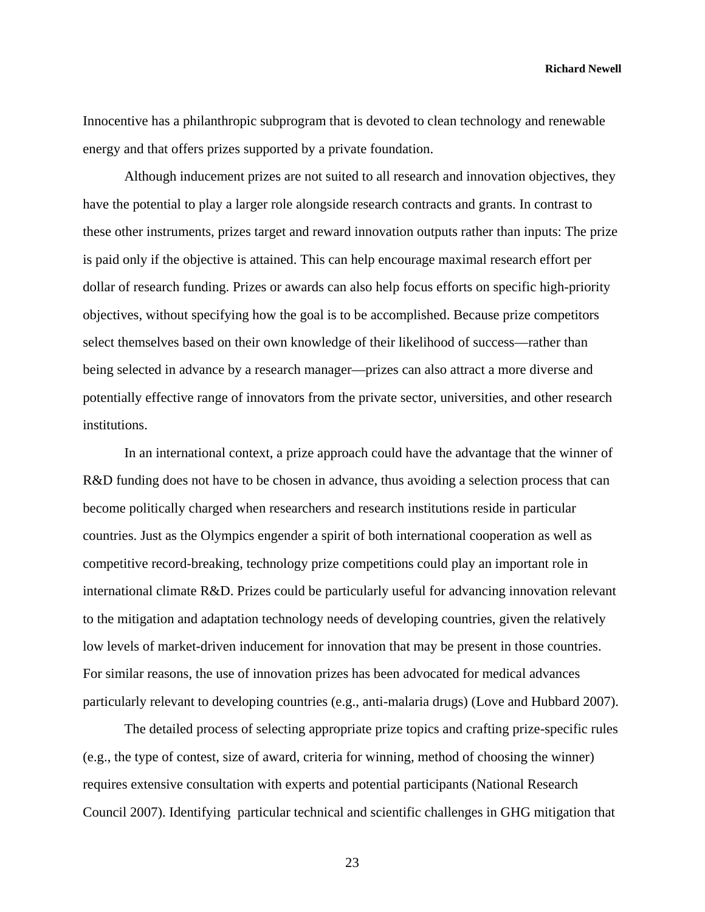Innocentive has a philanthropic subprogram that is devoted to clean technology and renewable energy and that offers prizes supported by a private foundation.

Although inducement prizes are not suited to all research and innovation objectives, they have the potential to play a larger role alongside research contracts and grants. In contrast to these other instruments, prizes target and reward innovation outputs rather than inputs: The prize is paid only if the objective is attained. This can help encourage maximal research effort per dollar of research funding. Prizes or awards can also help focus efforts on specific high-priority objectives, without specifying how the goal is to be accomplished. Because prize competitors select themselves based on their own knowledge of their likelihood of success—rather than being selected in advance by a research manager—prizes can also attract a more diverse and potentially effective range of innovators from the private sector, universities, and other research institutions.

In an international context, a prize approach could have the advantage that the winner of R&D funding does not have to be chosen in advance, thus avoiding a selection process that can become politically charged when researchers and research institutions reside in particular countries. Just as the Olympics engender a spirit of both international cooperation as well as competitive record-breaking, technology prize competitions could play an important role in international climate R&D. Prizes could be particularly useful for advancing innovation relevant to the mitigation and adaptation technology needs of developing countries, given the relatively low levels of market-driven inducement for innovation that may be present in those countries. For similar reasons, the use of innovation prizes has been advocated for medical advances particularly relevant to developing countries (e.g., anti-malaria drugs) (Love and Hubbard 2007).

The detailed process of selecting appropriate prize topics and crafting prize-specific rules (e.g., the type of contest, size of award, criteria for winning, method of choosing the winner) requires extensive consultation with experts and potential participants (National Research Council 2007). Identifying particular technical and scientific challenges in GHG mitigation that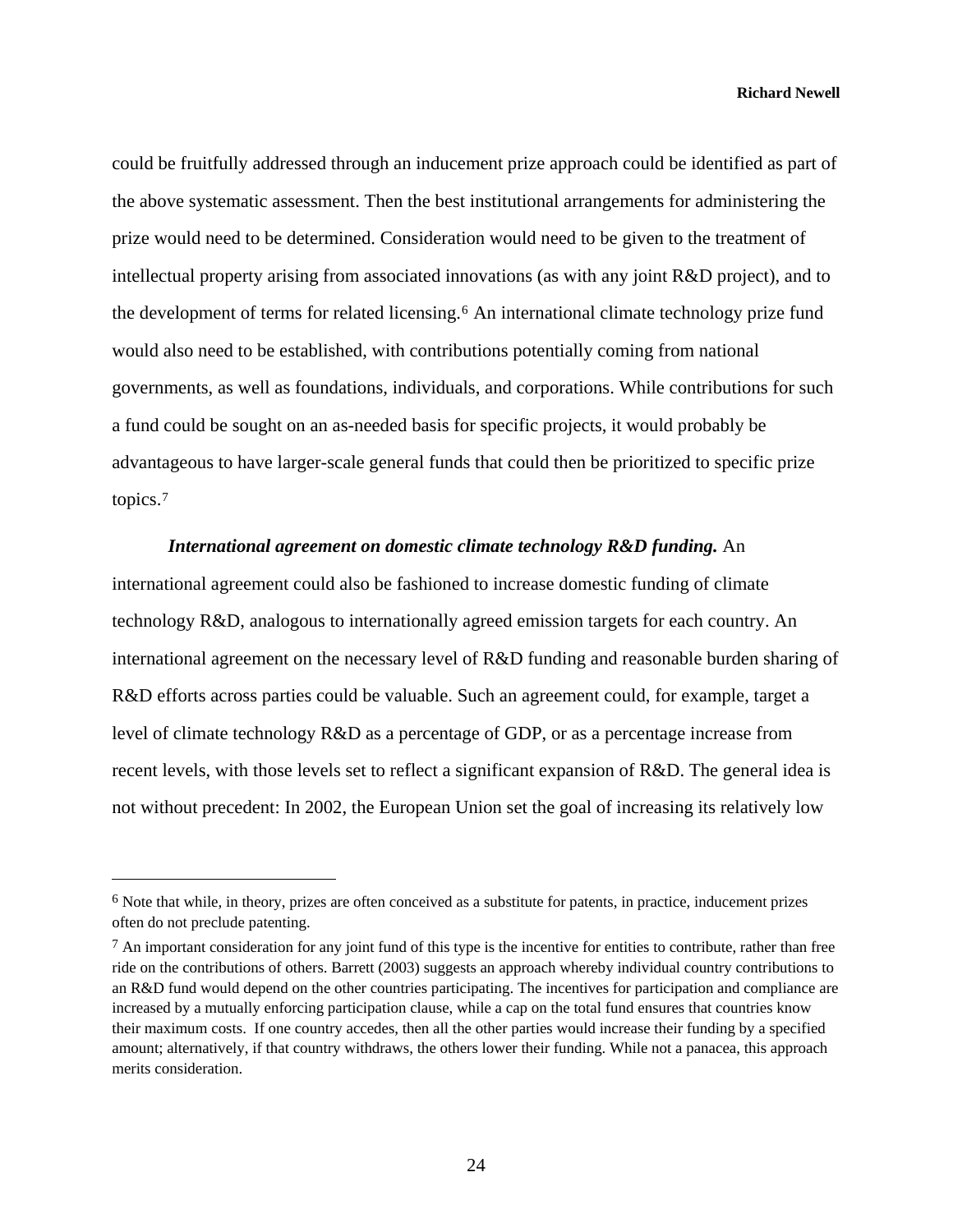could be fruitfully addressed through an inducement prize approach could be identified as part of the above systematic assessment. Then the best institutional arrangements for administering the prize would need to be determined. Consideration would need to be given to the treatment of intellectual property arising from associated innovations (as with any joint R&D project), and to the development of terms for related licensing.[6] An international climate technology prize fund would also need to be established, with contributions potentially coming from national governments, as well as foundations, individuals, and corporations. While contributions for such a fund could be sought on an as-needed basis for specific projects, it would probably be advantageous to have larger-scale general funds that could then be prioritized to specific prize topics.[7]

***International agreement on domestic climate technology R&D funding.*** An international agreement could also be fashioned to increase domestic funding of climate technology R&D, analogous to internationally agreed emission targets for each country. An international agreement on the necessary level of R&D funding and reasonable burden sharing of R&D efforts across parties could be valuable. Such an agreement could, for example, target a level of climate technology R&D as a percentage of GDP, or as a percentage increase from recent levels, with those levels set to reflect a significant expansion of R&D. The general idea is not without precedent: In 2002, the European Union set the goal of increasing its relatively low

---

[6] Note that while, in theory, prizes are often conceived as a substitute for patents, in practice, inducement prizes often do not preclude patenting.

[7] An important consideration for any joint fund of this type is the incentive for entities to contribute, rather than free ride on the contributions of others. Barrett (2003) suggests an approach whereby individual country contributions to an R&D fund would depend on the other countries participating. The incentives for participation and compliance are increased by a mutually enforcing participation clause, while a cap on the total fund ensures that countries know their maximum costs. If one country accedes, then all the other parties would increase their funding by a specified amount; alternatively, if that country withdraws, the others lower their funding. While not a panacea, this approach merits consideration.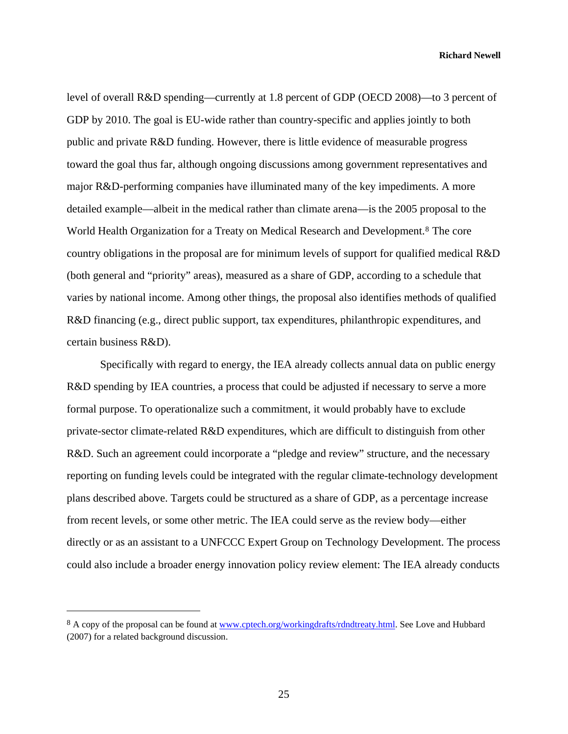level of overall R&D spending—currently at 1.8 percent of GDP (OECD 2008)—to 3 percent of GDP by 2010. The goal is EU-wide rather than country-specific and applies jointly to both public and private R&D funding. However, there is little evidence of measurable progress toward the goal thus far, although ongoing discussions among government representatives and major R&D-performing companies have illuminated many of the key impediments. A more detailed example—albeit in the medical rather than climate arena—is the 2005 proposal to the World Health Organization for a Treaty on Medical Research and Development.[8] The core country obligations in the proposal are for minimum levels of support for qualified medical R&D (both general and "priority" areas), measured as a share of GDP, according to a schedule that varies by national income. Among other things, the proposal also identifies methods of qualified R&D financing (e.g., direct public support, tax expenditures, philanthropic expenditures, and certain business R&D).

Specifically with regard to energy, the IEA already collects annual data on public energy R&D spending by IEA countries, a process that could be adjusted if necessary to serve a more formal purpose. To operationalize such a commitment, it would probably have to exclude private-sector climate-related R&D expenditures, which are difficult to distinguish from other R&D. Such an agreement could incorporate a "pledge and review" structure, and the necessary reporting on funding levels could be integrated with the regular climate-technology development plans described above. Targets could be structured as a share of GDP, as a percentage increase from recent levels, or some other metric. The IEA could serve as the review body—either directly or as an assistant to a UNFCCC Expert Group on Technology Development. The process could also include a broader energy innovation policy review element: The IEA already conducts

---

[8] A copy of the proposal can be found at www.cptech.org/workingdrafts/rndtreaty.html. See Love and Hubbard (2007) for a related background discussion.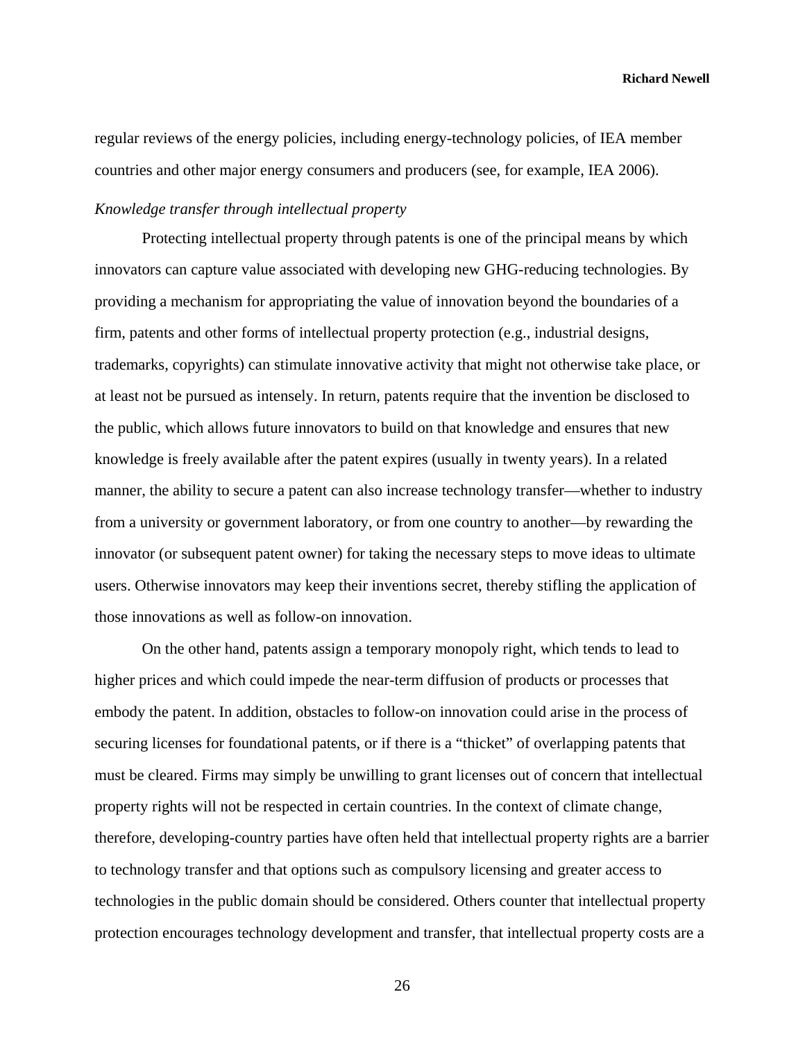regular reviews of the energy policies, including energy-technology policies, of IEA member countries and other major energy consumers and producers (see, for example, IEA 2006).

*Knowledge transfer through intellectual property*

Protecting intellectual property through patents is one of the principal means by which innovators can capture value associated with developing new GHG-reducing technologies. By providing a mechanism for appropriating the value of innovation beyond the boundaries of a firm, patents and other forms of intellectual property protection (e.g., industrial designs, trademarks, copyrights) can stimulate innovative activity that might not otherwise take place, or at least not be pursued as intensely. In return, patents require that the invention be disclosed to the public, which allows future innovators to build on that knowledge and ensures that new knowledge is freely available after the patent expires (usually in twenty years). In a related manner, the ability to secure a patent can also increase technology transfer—whether to industry from a university or government laboratory, or from one country to another—by rewarding the innovator (or subsequent patent owner) for taking the necessary steps to move ideas to ultimate users. Otherwise innovators may keep their inventions secret, thereby stifling the application of those innovations as well as follow-on innovation.

On the other hand, patents assign a temporary monopoly right, which tends to lead to higher prices and which could impede the near-term diffusion of products or processes that embody the patent. In addition, obstacles to follow-on innovation could arise in the process of securing licenses for foundational patents, or if there is a "thicket" of overlapping patents that must be cleared. Firms may simply be unwilling to grant licenses out of concern that intellectual property rights will not be respected in certain countries. In the context of climate change, therefore, developing-country parties have often held that intellectual property rights are a barrier to technology transfer and that options such as compulsory licensing and greater access to technologies in the public domain should be considered. Others counter that intellectual property protection encourages technology development and transfer, that intellectual property costs are a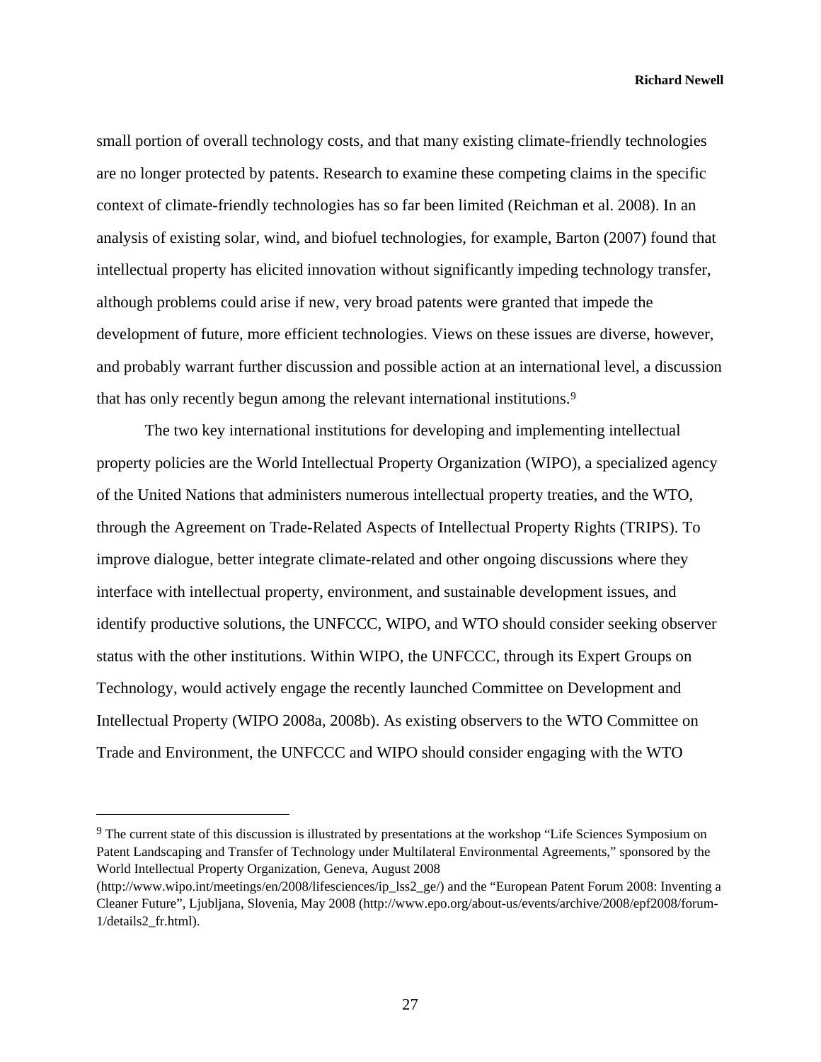small portion of overall technology costs, and that many existing climate-friendly technologies are no longer protected by patents. Research to examine these competing claims in the specific context of climate-friendly technologies has so far been limited (Reichman et al. 2008). In an analysis of existing solar, wind, and biofuel technologies, for example, Barton (2007) found that intellectual property has elicited innovation without significantly impeding technology transfer, although problems could arise if new, very broad patents were granted that impede the development of future, more efficient technologies. Views on these issues are diverse, however, and probably warrant further discussion and possible action at an international level, a discussion that has only recently begun among the relevant international institutions.[9]

The two key international institutions for developing and implementing intellectual property policies are the World Intellectual Property Organization (WIPO), a specialized agency of the United Nations that administers numerous intellectual property treaties, and the WTO, through the Agreement on Trade-Related Aspects of Intellectual Property Rights (TRIPS). To improve dialogue, better integrate climate-related and other ongoing discussions where they interface with intellectual property, environment, and sustainable development issues, and identify productive solutions, the UNFCCC, WIPO, and WTO should consider seeking observer status with the other institutions. Within WIPO, the UNFCCC, through its Expert Groups on Technology, would actively engage the recently launched Committee on Development and Intellectual Property (WIPO 2008a, 2008b). As existing observers to the WTO Committee on Trade and Environment, the UNFCCC and WIPO should consider engaging with the WTO

---

[9] The current state of this discussion is illustrated by presentations at the workshop "Life Sciences Symposium on Patent Landscaping and Transfer of Technology under Multilateral Environmental Agreements," sponsored by the World Intellectual Property Organization, Geneva, August 2008 (http://www.wipo.int/meetings/en/2008/lifesciences/ip_lss2_ge/) and the "European Patent Forum 2008: Inventing a Cleaner Future", Ljubljana, Slovenia, May 2008 (http://www.epo.org/about-us/events/archive/2008/epf2008/forum-1/details2_fr.html).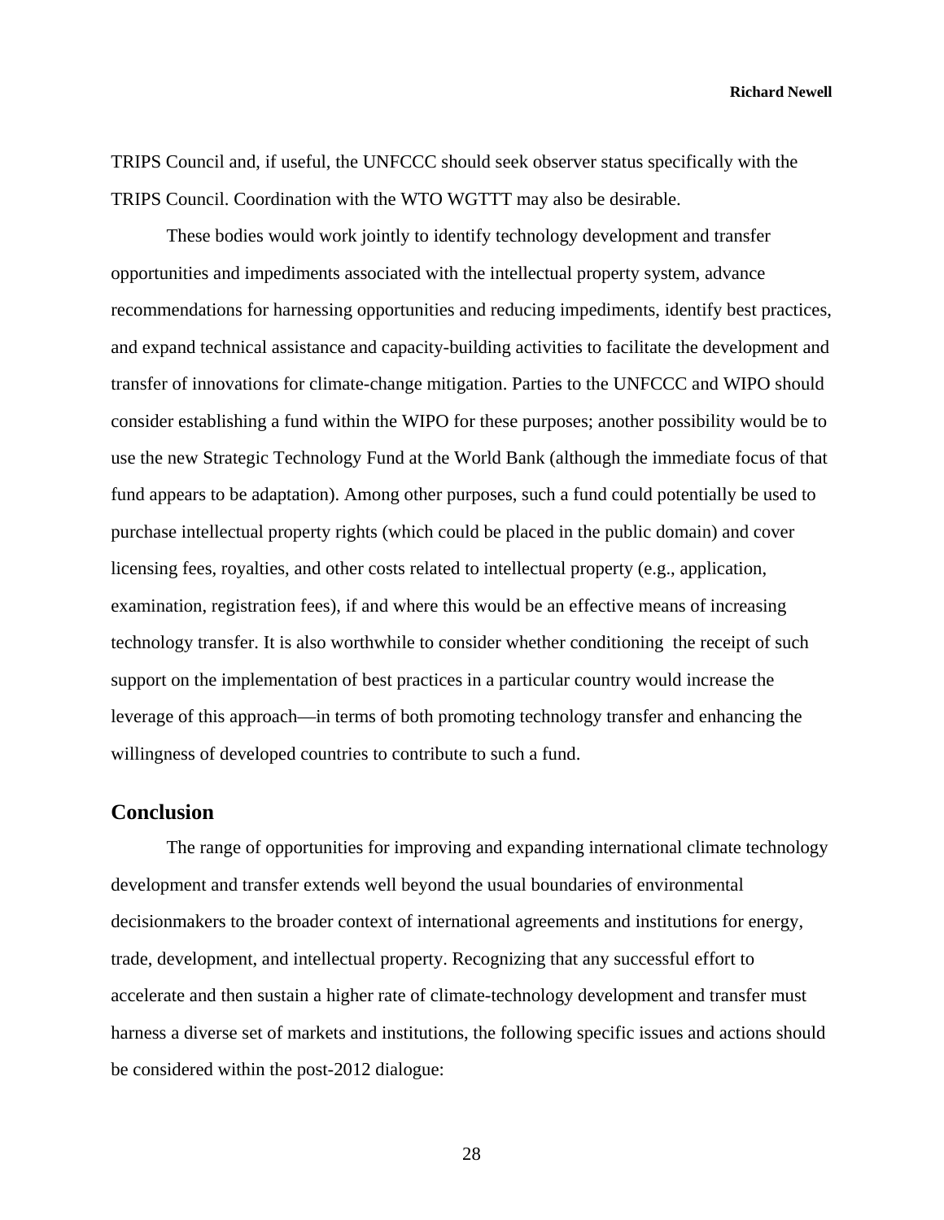TRIPS Council and, if useful, the UNFCCC should seek observer status specifically with the TRIPS Council. Coordination with the WTO WGTTT may also be desirable.

These bodies would work jointly to identify technology development and transfer opportunities and impediments associated with the intellectual property system, advance recommendations for harnessing opportunities and reducing impediments, identify best practices, and expand technical assistance and capacity-building activities to facilitate the development and transfer of innovations for climate-change mitigation. Parties to the UNFCCC and WIPO should consider establishing a fund within the WIPO for these purposes; another possibility would be to use the new Strategic Technology Fund at the World Bank (although the immediate focus of that fund appears to be adaptation). Among other purposes, such a fund could potentially be used to purchase intellectual property rights (which could be placed in the public domain) and cover licensing fees, royalties, and other costs related to intellectual property (e.g., application, examination, registration fees), if and where this would be an effective means of increasing technology transfer. It is also worthwhile to consider whether conditioning the receipt of such support on the implementation of best practices in a particular country would increase the leverage of this approach—in terms of both promoting technology transfer and enhancing the willingness of developed countries to contribute to such a fund.

## Conclusion

The range of opportunities for improving and expanding international climate technology development and transfer extends well beyond the usual boundaries of environmental decisionmakers to the broader context of international agreements and institutions for energy, trade, development, and intellectual property. Recognizing that any successful effort to accelerate and then sustain a higher rate of climate-technology development and transfer must harness a diverse set of markets and institutions, the following specific issues and actions should be considered within the post-2012 dialogue: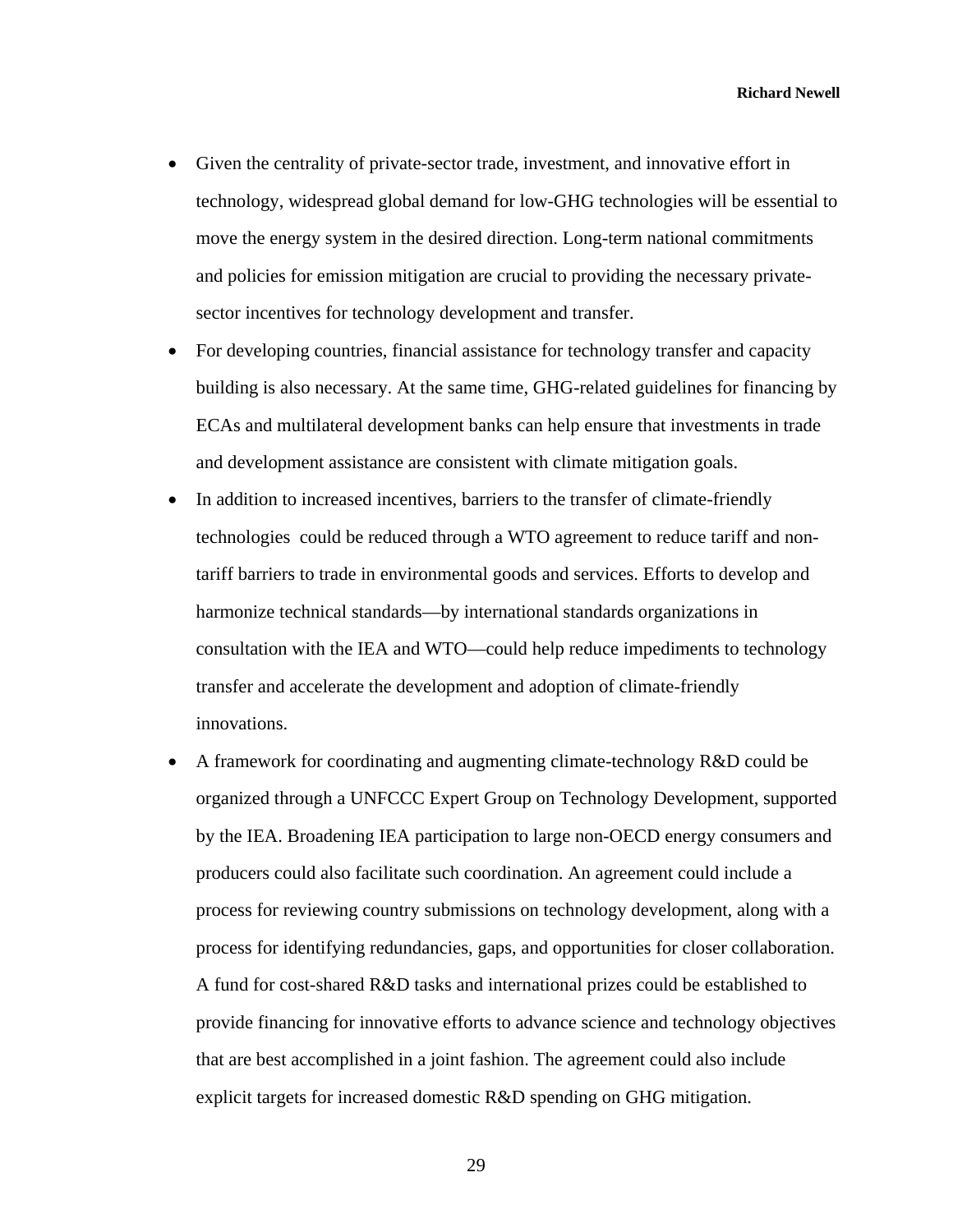- Given the centrality of private-sector trade, investment, and innovative effort in technology, widespread global demand for low-GHG technologies will be essential to move the energy system in the desired direction. Long-term national commitments and policies for emission mitigation are crucial to providing the necessary private-sector incentives for technology development and transfer.
- For developing countries, financial assistance for technology transfer and capacity building is also necessary. At the same time, GHG-related guidelines for financing by ECAs and multilateral development banks can help ensure that investments in trade and development assistance are consistent with climate mitigation goals.
- In addition to increased incentives, barriers to the transfer of climate-friendly technologies could be reduced through a WTO agreement to reduce tariff and non-tariff barriers to trade in environmental goods and services. Efforts to develop and harmonize technical standards—by international standards organizations in consultation with the IEA and WTO—could help reduce impediments to technology transfer and accelerate the development and adoption of climate-friendly innovations.
- A framework for coordinating and augmenting climate-technology R&D could be organized through a UNFCCC Expert Group on Technology Development, supported by the IEA. Broadening IEA participation to large non-OECD energy consumers and producers could also facilitate such coordination. An agreement could include a process for reviewing country submissions on technology development, along with a process for identifying redundancies, gaps, and opportunities for closer collaboration. A fund for cost-shared R&D tasks and international prizes could be established to provide financing for innovative efforts to advance science and technology objectives that are best accomplished in a joint fashion. The agreement could also include explicit targets for increased domestic R&D spending on GHG mitigation.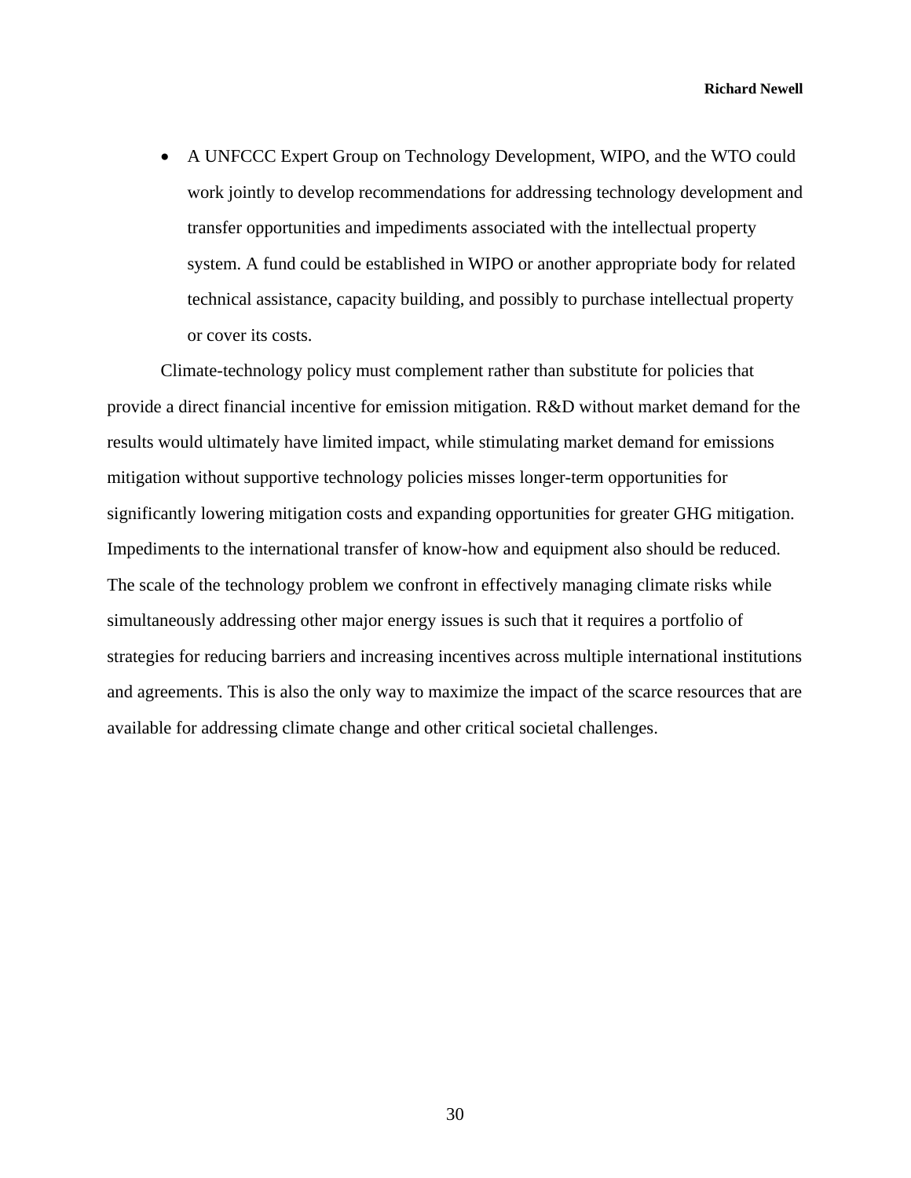- A UNFCCC Expert Group on Technology Development, WIPO, and the WTO could work jointly to develop recommendations for addressing technology development and transfer opportunities and impediments associated with the intellectual property system. A fund could be established in WIPO or another appropriate body for related technical assistance, capacity building, and possibly to purchase intellectual property or cover its costs.

Climate-technology policy must complement rather than substitute for policies that provide a direct financial incentive for emission mitigation. R&D without market demand for the results would ultimately have limited impact, while stimulating market demand for emissions mitigation without supportive technology policies misses longer-term opportunities for significantly lowering mitigation costs and expanding opportunities for greater GHG mitigation. Impediments to the international transfer of know-how and equipment also should be reduced. The scale of the technology problem we confront in effectively managing climate risks while simultaneously addressing other major energy issues is such that it requires a portfolio of strategies for reducing barriers and increasing incentives across multiple international institutions and agreements. This is also the only way to maximize the impact of the scarce resources that are available for addressing climate change and other critical societal challenges.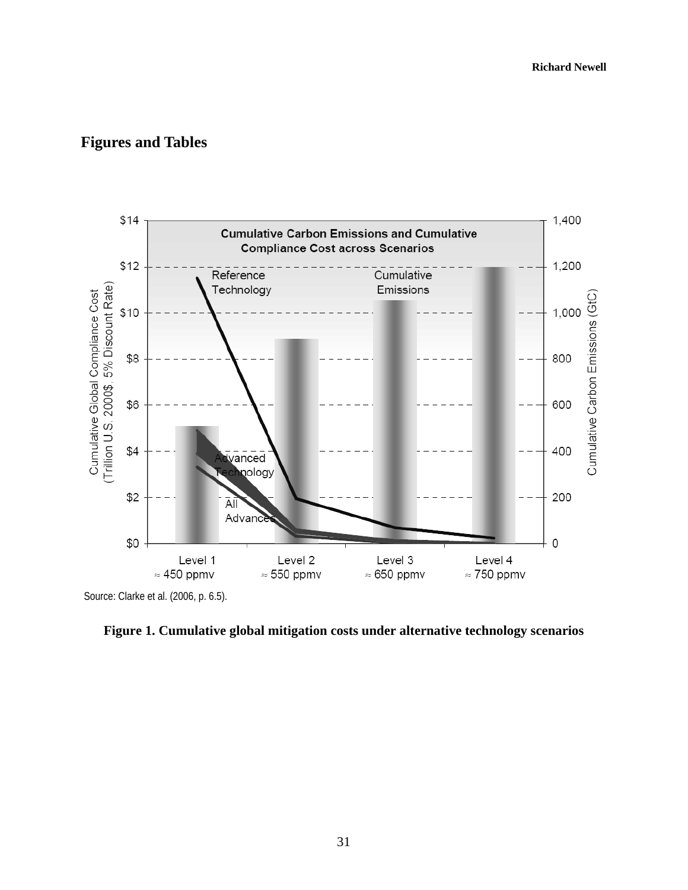## Figures and Tables

Source: Clarke et al. (2006, p. 6.5).

**Figure 1. Cumulative global mitigation costs under alternative technology scenarios**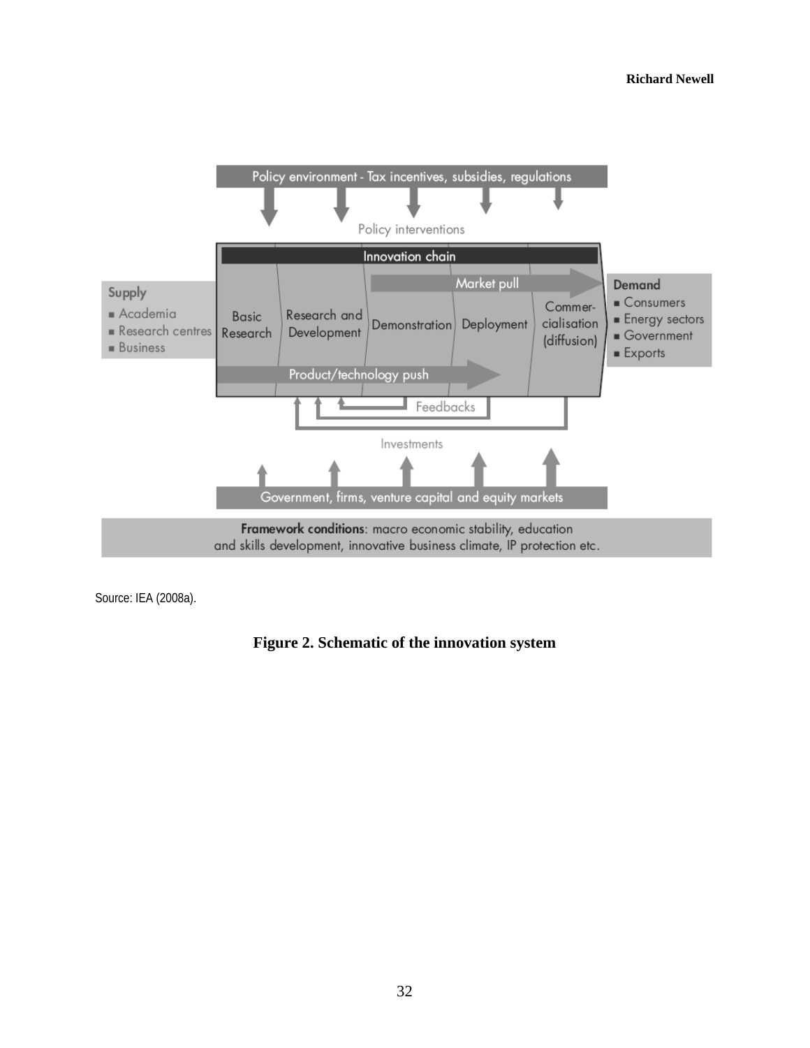Policy environment - Tax incentives, subsidies, regulations

Policy interventions

Innovation chain

Supply
- Academia
- Research centres
- Business

Basic Research | Research and Development | Demonstration | Deployment | Commercialisation (diffusion)

Market pull

Product/technology push

Demand
- Consumers
- Energy sectors
- Government
- Exports

Feedbacks

Investments

Government, firms, venture capital and equity markets

**Framework conditions**: macro economic stability, education and skills development, innovative business climate, IP protection etc.

Source: IEA (2008a).

**Figure 2. Schematic of the innovation system**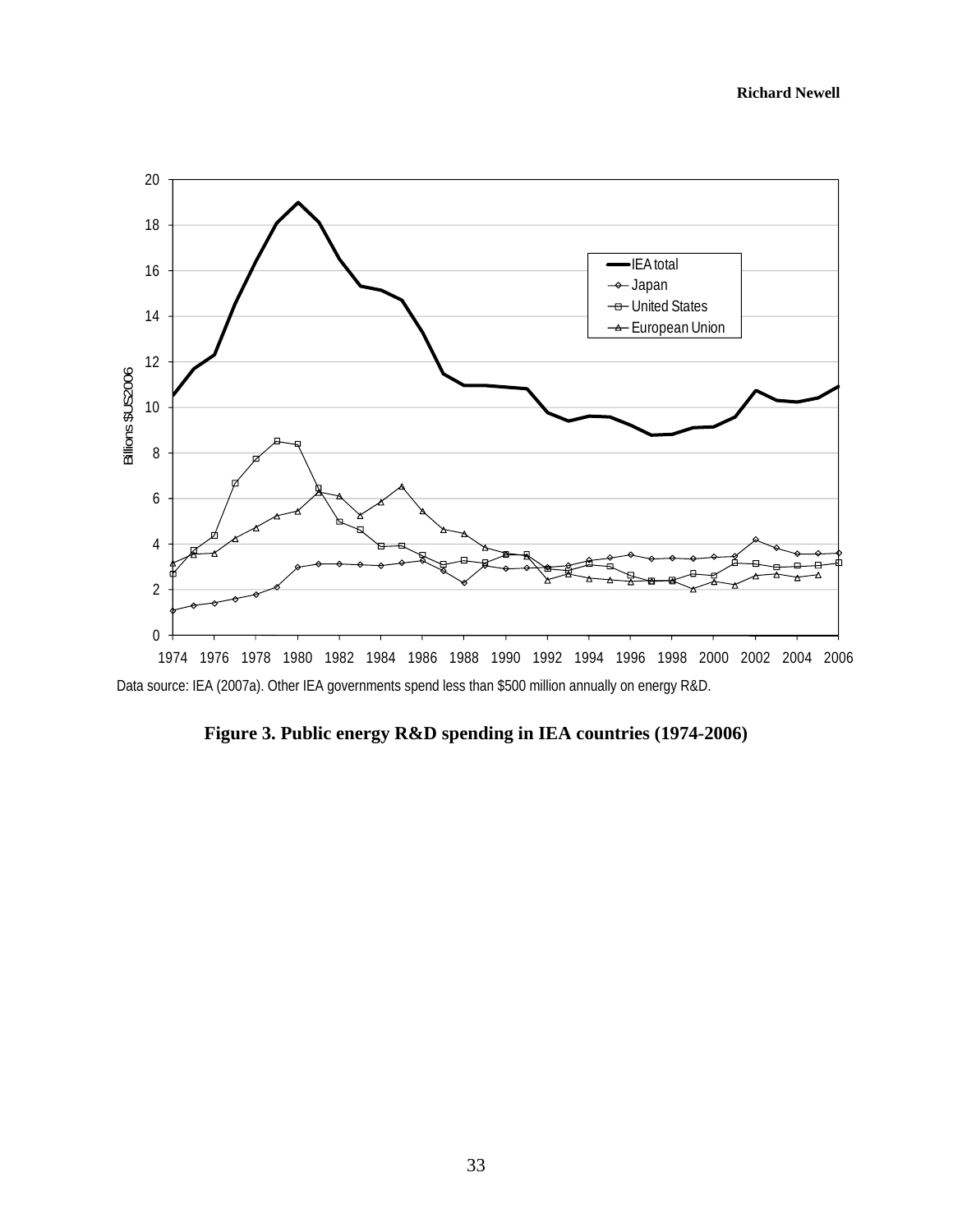Data source: IEA (2007a). Other IEA governments spend less than $500 million annually on energy R&D.

**Figure 3. Public energy R&D spending in IEA countries (1974-2006)**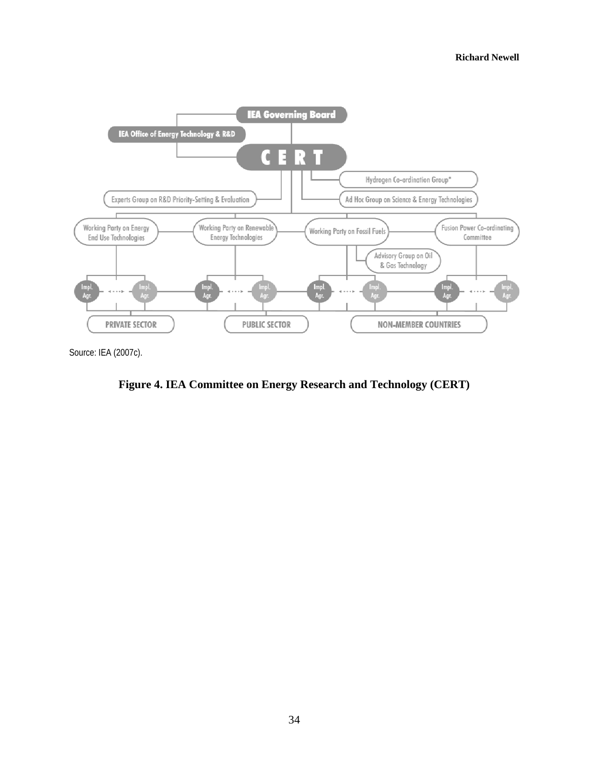Source: IEA (2007c).

**Figure 4. IEA Committee on Energy Research and Technology (CERT)**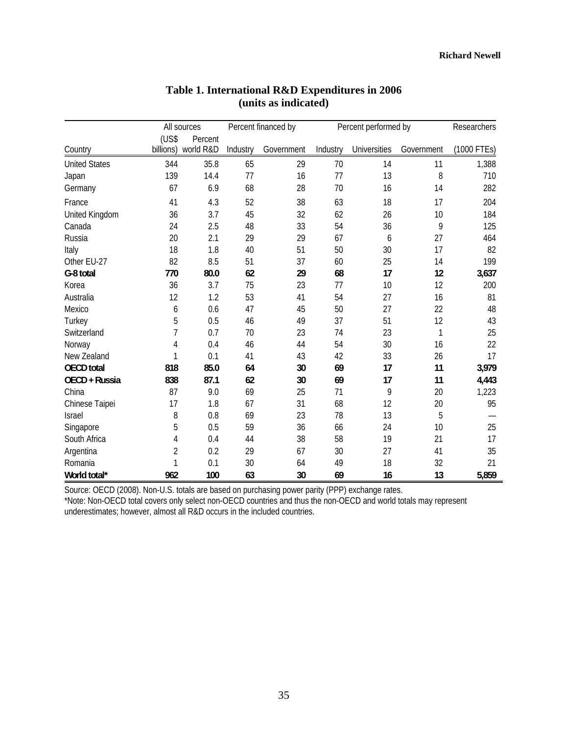**Table 1. International R&D Expenditures in 2006**
**(units as indicated)**

| Country | All sources (US$ billions) | All sources Percent world R&D | Percent financed by Industry | Percent financed by Government | Percent performed by Industry | Percent performed by Universities | Percent performed by Government | Researchers (1000 FTEs) |
|---|---|---|---|---|---|---|---|---|
| United States | 344 | 35.8 | 65 | 29 | 70 | 14 | 11 | 1,388 |
| Japan | 139 | 14.4 | 77 | 16 | 77 | 13 | 8 | 710 |
| Germany | 67 | 6.9 | 68 | 28 | 70 | 16 | 14 | 282 |
| France | 41 | 4.3 | 52 | 38 | 63 | 18 | 17 | 204 |
| United Kingdom | 36 | 3.7 | 45 | 32 | 62 | 26 | 10 | 184 |
| Canada | 24 | 2.5 | 48 | 33 | 54 | 36 | 9 | 125 |
| Russia | 20 | 2.1 | 29 | 29 | 67 | 6 | 27 | 464 |
| Italy | 18 | 1.8 | 40 | 51 | 50 | 30 | 17 | 82 |
| Other EU-27 | 82 | 8.5 | 51 | 37 | 60 | 25 | 14 | 199 |
| **G-8 total** | **770** | **80.0** | **62** | **29** | **68** | **17** | **12** | **3,637** |
| Korea | 36 | 3.7 | 75 | 23 | 77 | 10 | 12 | 200 |
| Australia | 12 | 1.2 | 53 | 41 | 54 | 27 | 16 | 81 |
| Mexico | 6 | 0.6 | 47 | 45 | 50 | 27 | 22 | 48 |
| Turkey | 5 | 0.5 | 46 | 49 | 37 | 51 | 12 | 43 |
| Switzerland | 7 | 0.7 | 70 | 23 | 74 | 23 | 1 | 25 |
| Norway | 4 | 0.4 | 46 | 44 | 54 | 30 | 16 | 22 |
| New Zealand | 1 | 0.1 | 41 | 43 | 42 | 33 | 26 | 17 |
| **OECD total** | **818** | **85.0** | **64** | **30** | **69** | **17** | **11** | **3,979** |
| **OECD + Russia** | **838** | **87.1** | **62** | **30** | **69** | **17** | **11** | **4,443** |
| China | 87 | 9.0 | 69 | 25 | 71 | 9 | 20 | 1,223 |
| Chinese Taipei | 17 | 1.8 | 67 | 31 | 68 | 12 | 20 | 95 |
| Israel | 8 | 0.8 | 69 | 23 | 78 | 13 | 5 | — |
| Singapore | 5 | 0.5 | 59 | 36 | 66 | 24 | 10 | 25 |
| South Africa | 4 | 0.4 | 44 | 38 | 58 | 19 | 21 | 17 |
| Argentina | 2 | 0.2 | 29 | 67 | 30 | 27 | 41 | 35 |
| Romania | 1 | 0.1 | 30 | 64 | 49 | 18 | 32 | 21 |
| **World total*** | **962** | **100** | **63** | **30** | **69** | **16** | **13** | **5,859** |

Source: OECD (2008). Non-U.S. totals are based on purchasing power parity (PPP) exchange rates.
*Note: Non-OECD total covers only select non-OECD countries and thus the non-OECD and world totals may represent underestimates; however, almost all R&D occurs in the included countries.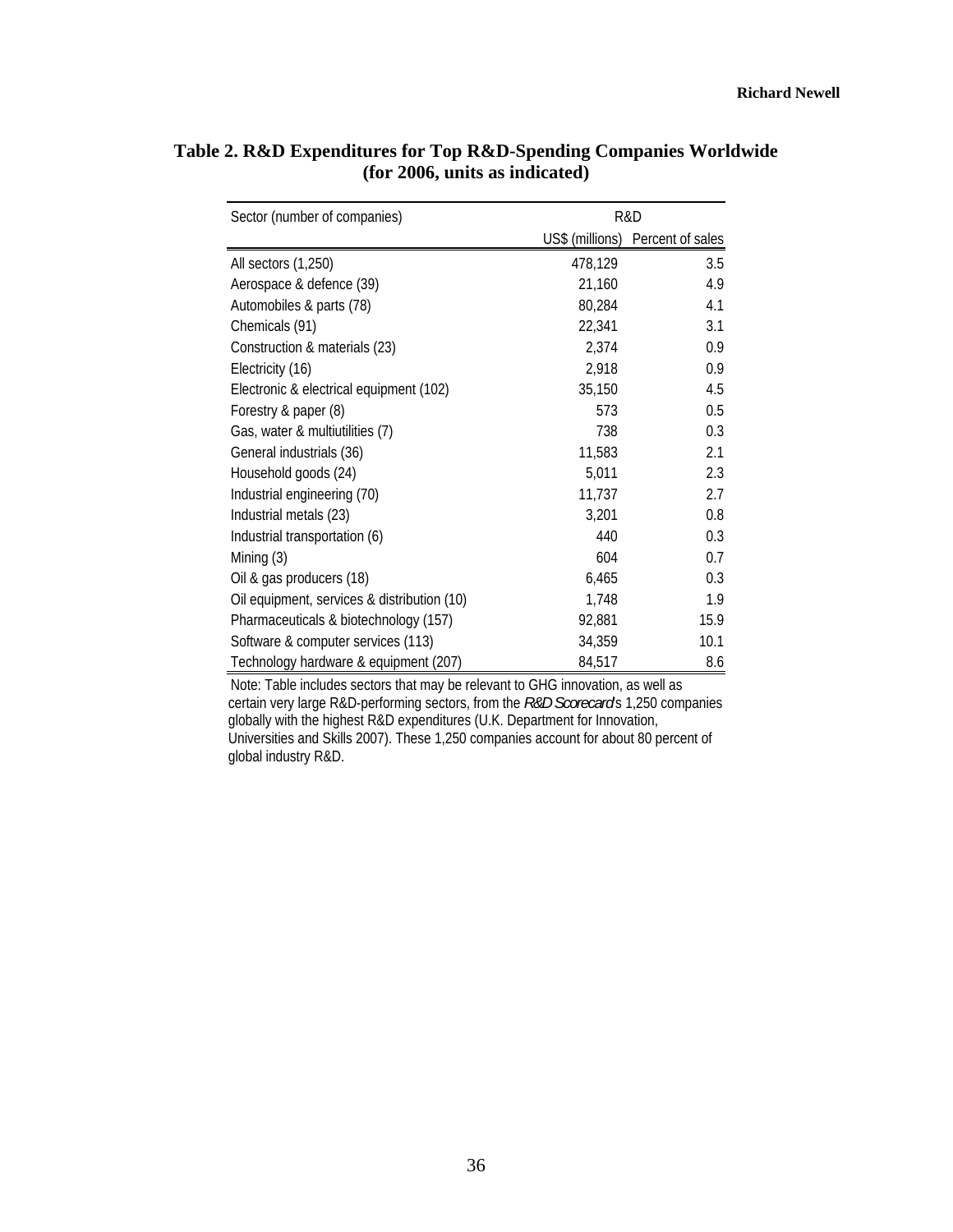**Table 2. R&D Expenditures for Top R&D-Spending Companies Worldwide (for 2006, units as indicated)**

| Sector (number of companies) | R&D | |
|---|---|---|
| | US$ (millions) | Percent of sales |
| All sectors (1,250) | 478,129 | 3.5 |
| Aerospace & defence (39) | 21,160 | 4.9 |
| Automobiles & parts (78) | 80,284 | 4.1 |
| Chemicals (91) | 22,341 | 3.1 |
| Construction & materials (23) | 2,374 | 0.9 |
| Electricity (16) | 2,918 | 0.9 |
| Electronic & electrical equipment (102) | 35,150 | 4.5 |
| Forestry & paper (8) | 573 | 0.5 |
| Gas, water & multiutilities (7) | 738 | 0.3 |
| General industrials (36) | 11,583 | 2.1 |
| Household goods (24) | 5,011 | 2.3 |
| Industrial engineering (70) | 11,737 | 2.7 |
| Industrial metals (23) | 3,201 | 0.8 |
| Industrial transportation (6) | 440 | 0.3 |
| Mining (3) | 604 | 0.7 |
| Oil & gas producers (18) | 6,465 | 0.3 |
| Oil equipment, services & distribution (10) | 1,748 | 1.9 |
| Pharmaceuticals & biotechnology (157) | 92,881 | 15.9 |
| Software & computer services (113) | 34,359 | 10.1 |
| Technology hardware & equipment (207) | 84,517 | 8.6 |

Note: Table includes sectors that may be relevant to GHG innovation, as well as certain very large R&D-performing sectors, from the *R&D Scorecard*'s 1,250 companies globally with the highest R&D expenditures (U.K. Department for Innovation, Universities and Skills 2007). These 1,250 companies account for about 80 percent of global industry R&D.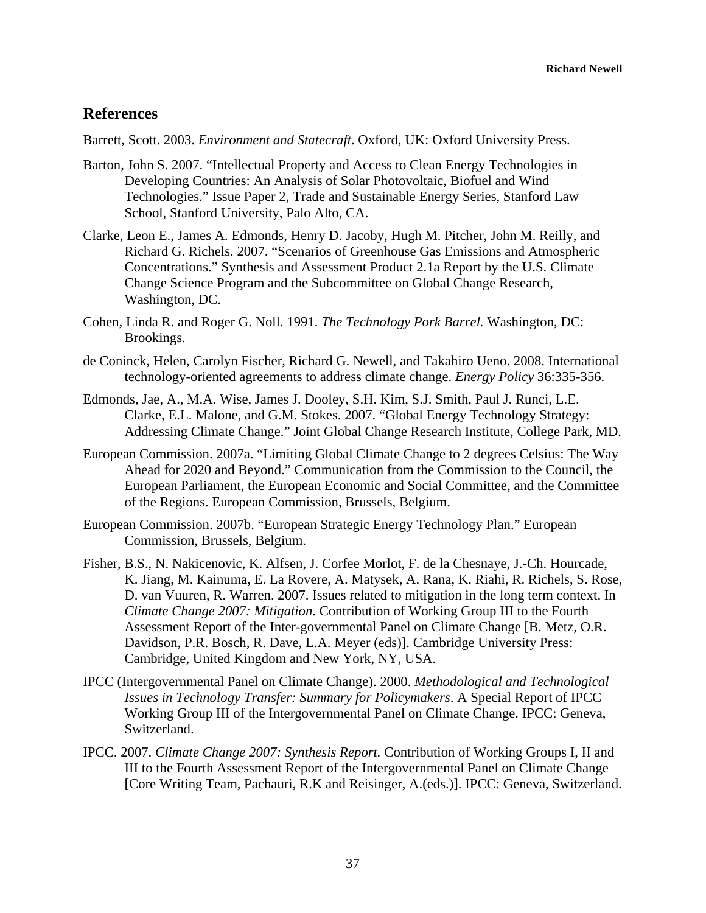## References

Barrett, Scott. 2003. *Environment and Statecraft*. Oxford, UK: Oxford University Press.

Barton, John S. 2007. "Intellectual Property and Access to Clean Energy Technologies in Developing Countries: An Analysis of Solar Photovoltaic, Biofuel and Wind Technologies." Issue Paper 2, Trade and Sustainable Energy Series, Stanford Law School, Stanford University, Palo Alto, CA.

Clarke, Leon E., James A. Edmonds, Henry D. Jacoby, Hugh M. Pitcher, John M. Reilly, and Richard G. Richels. 2007. "Scenarios of Greenhouse Gas Emissions and Atmospheric Concentrations." Synthesis and Assessment Product 2.1a Report by the U.S. Climate Change Science Program and the Subcommittee on Global Change Research, Washington, DC.

Cohen, Linda R. and Roger G. Noll. 1991. *The Technology Pork Barrel.* Washington, DC: Brookings.

de Coninck, Helen, Carolyn Fischer, Richard G. Newell, and Takahiro Ueno. 2008. International technology-oriented agreements to address climate change. *Energy Policy* 36:335-356.

Edmonds, Jae, A., M.A. Wise, James J. Dooley, S.H. Kim, S.J. Smith, Paul J. Runci, L.E. Clarke, E.L. Malone, and G.M. Stokes. 2007. "Global Energy Technology Strategy: Addressing Climate Change." Joint Global Change Research Institute, College Park, MD.

European Commission. 2007a. "Limiting Global Climate Change to 2 degrees Celsius: The Way Ahead for 2020 and Beyond." Communication from the Commission to the Council, the European Parliament, the European Economic and Social Committee, and the Committee of the Regions. European Commission, Brussels, Belgium.

European Commission. 2007b. "European Strategic Energy Technology Plan." European Commission, Brussels, Belgium.

Fisher, B.S., N. Nakicenovic, K. Alfsen, J. Corfee Morlot, F. de la Chesnaye, J.-Ch. Hourcade, K. Jiang, M. Kainuma, E. La Rovere, A. Matysek, A. Rana, K. Riahi, R. Richels, S. Rose, D. van Vuuren, R. Warren. 2007. Issues related to mitigation in the long term context. In *Climate Change 2007: Mitigation*. Contribution of Working Group III to the Fourth Assessment Report of the Inter-governmental Panel on Climate Change [B. Metz, O.R. Davidson, P.R. Bosch, R. Dave, L.A. Meyer (eds)]. Cambridge University Press: Cambridge, United Kingdom and New York, NY, USA.

IPCC (Intergovernmental Panel on Climate Change). 2000. *Methodological and Technological Issues in Technology Transfer: Summary for Policymakers*. A Special Report of IPCC Working Group III of the Intergovernmental Panel on Climate Change. IPCC: Geneva, Switzerland.

IPCC. 2007. *Climate Change 2007: Synthesis Report.* Contribution of Working Groups I, II and III to the Fourth Assessment Report of the Intergovernmental Panel on Climate Change [Core Writing Team, Pachauri, R.K and Reisinger, A.(eds.)]. IPCC: Geneva, Switzerland.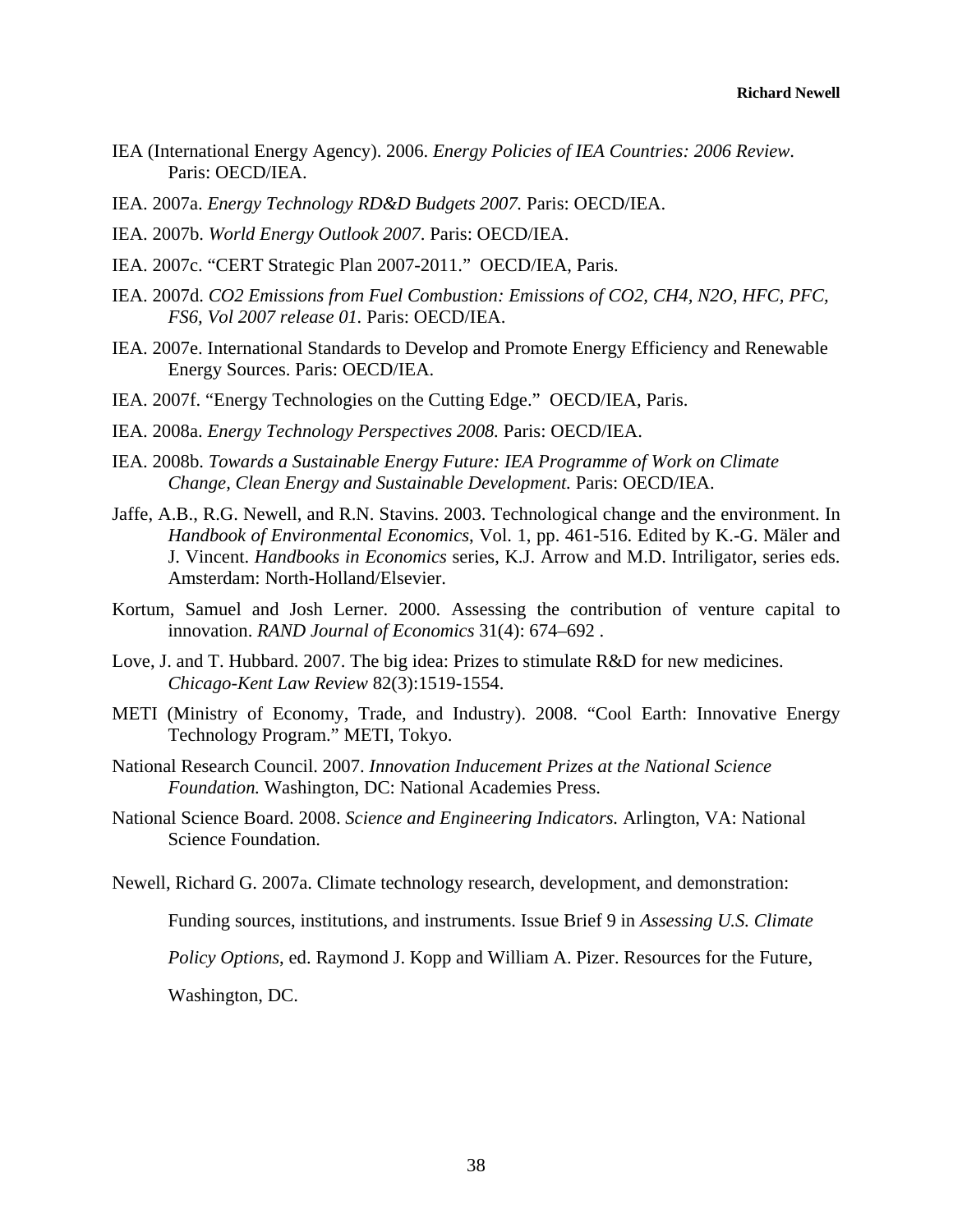IEA (International Energy Agency). 2006. *Energy Policies of IEA Countries: 2006 Review*. Paris: OECD/IEA.

IEA. 2007a. *Energy Technology RD&D Budgets 2007.* Paris: OECD/IEA.

IEA. 2007b. *World Energy Outlook 2007*. Paris: OECD/IEA.

IEA. 2007c. "CERT Strategic Plan 2007-2011." OECD/IEA, Paris.

IEA. 2007d. *CO2 Emissions from Fuel Combustion: Emissions of CO2, CH4, N2O, HFC, PFC, FS6, Vol 2007 release 01.* Paris: OECD/IEA.

IEA. 2007e. International Standards to Develop and Promote Energy Efficiency and Renewable Energy Sources. Paris: OECD/IEA.

IEA. 2007f. "Energy Technologies on the Cutting Edge." OECD/IEA, Paris.

IEA. 2008a. *Energy Technology Perspectives 2008.* Paris: OECD/IEA.

IEA. 2008b. *Towards a Sustainable Energy Future: IEA Programme of Work on Climate Change, Clean Energy and Sustainable Development.* Paris: OECD/IEA.

Jaffe, A.B., R.G. Newell, and R.N. Stavins. 2003. Technological change and the environment. In *Handbook of Environmental Economics*, Vol. 1, pp. 461-516. Edited by K.-G. Mäler and J. Vincent. *Handbooks in Economics* series, K.J. Arrow and M.D. Intriligator, series eds. Amsterdam: North-Holland/Elsevier.

Kortum, Samuel and Josh Lerner. 2000. Assessing the contribution of venture capital to innovation. *RAND Journal of Economics* 31(4): 674–692 .

Love, J. and T. Hubbard. 2007. The big idea: Prizes to stimulate R&D for new medicines. *Chicago-Kent Law Review* 82(3):1519-1554.

METI (Ministry of Economy, Trade, and Industry). 2008. "Cool Earth: Innovative Energy Technology Program." METI, Tokyo.

National Research Council. 2007. *Innovation Inducement Prizes at the National Science Foundation.* Washington, DC: National Academies Press.

National Science Board. 2008. *Science and Engineering Indicators.* Arlington, VA: National Science Foundation.

Newell, Richard G. 2007a. Climate technology research, development, and demonstration: Funding sources, institutions, and instruments. Issue Brief 9 in *Assessing U.S. Climate Policy Options*, ed. Raymond J. Kopp and William A. Pizer. Resources for the Future, Washington, DC.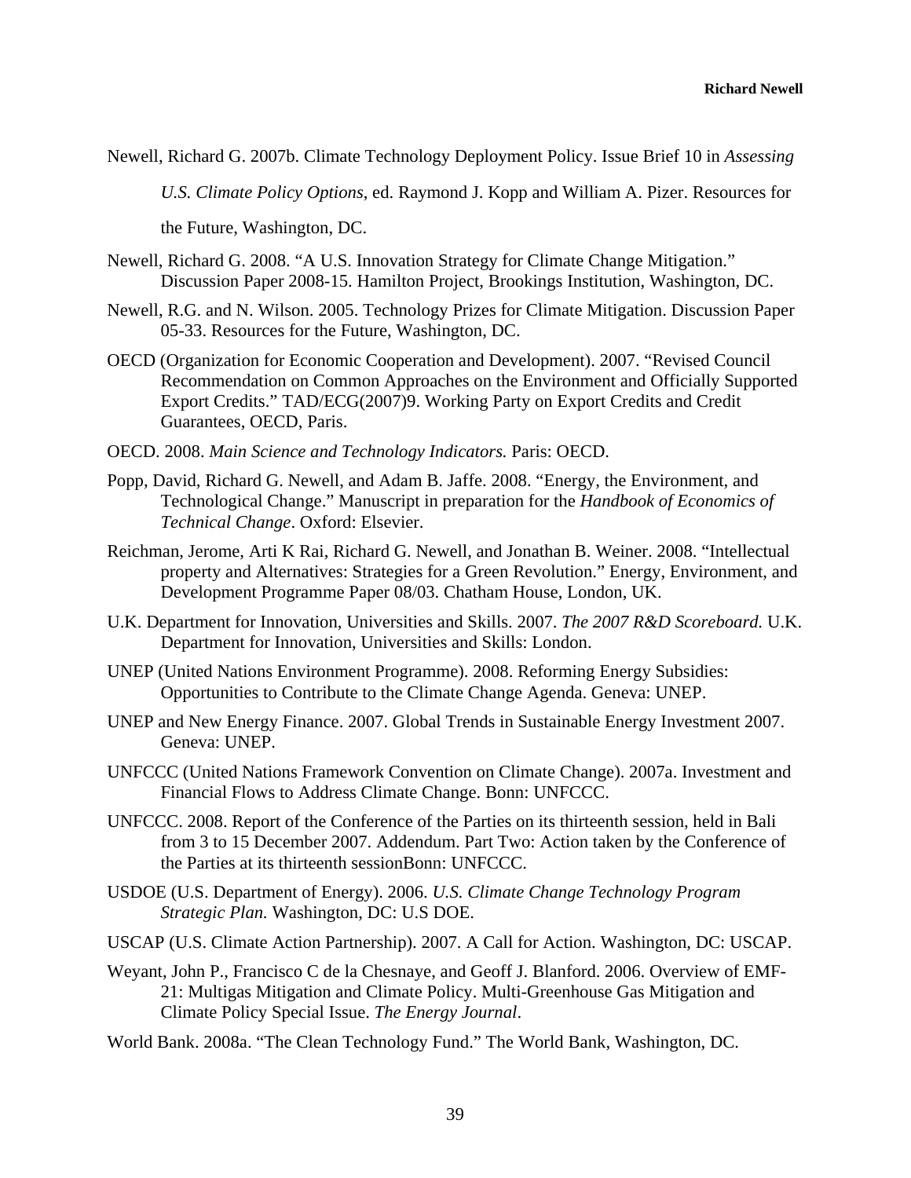Newell, Richard G. 2007b. Climate Technology Deployment Policy. Issue Brief 10 in *Assessing U.S. Climate Policy Options*, ed. Raymond J. Kopp and William A. Pizer. Resources for the Future, Washington, DC.

Newell, Richard G. 2008. "A U.S. Innovation Strategy for Climate Change Mitigation." Discussion Paper 2008-15. Hamilton Project, Brookings Institution, Washington, DC.

Newell, R.G. and N. Wilson. 2005. Technology Prizes for Climate Mitigation. Discussion Paper 05-33. Resources for the Future, Washington, DC.

OECD (Organization for Economic Cooperation and Development). 2007. "Revised Council Recommendation on Common Approaches on the Environment and Officially Supported Export Credits." TAD/ECG(2007)9. Working Party on Export Credits and Credit Guarantees, OECD, Paris.

OECD. 2008. *Main Science and Technology Indicators.* Paris: OECD.

Popp, David, Richard G. Newell, and Adam B. Jaffe. 2008. "Energy, the Environment, and Technological Change." Manuscript in preparation for the *Handbook of Economics of Technical Change*. Oxford: Elsevier.

Reichman, Jerome, Arti K Rai, Richard G. Newell, and Jonathan B. Weiner. 2008. "Intellectual property and Alternatives: Strategies for a Green Revolution." Energy, Environment, and Development Programme Paper 08/03. Chatham House, London, UK.

U.K. Department for Innovation, Universities and Skills. 2007. *The 2007 R&D Scoreboard.* U.K. Department for Innovation, Universities and Skills: London.

UNEP (United Nations Environment Programme). 2008. Reforming Energy Subsidies: Opportunities to Contribute to the Climate Change Agenda. Geneva: UNEP.

UNEP and New Energy Finance. 2007. Global Trends in Sustainable Energy Investment 2007. Geneva: UNEP.

UNFCCC (United Nations Framework Convention on Climate Change). 2007a. Investment and Financial Flows to Address Climate Change. Bonn: UNFCCC.

UNFCCC. 2008. Report of the Conference of the Parties on its thirteenth session, held in Bali from 3 to 15 December 2007. Addendum. Part Two: Action taken by the Conference of the Parties at its thirteenth sessionBonn: UNFCCC.

USDOE (U.S. Department of Energy). 2006. *U.S. Climate Change Technology Program Strategic Plan.* Washington, DC: U.S DOE.

USCAP (U.S. Climate Action Partnership). 2007. A Call for Action. Washington, DC: USCAP.

Weyant, John P., Francisco C de la Chesnaye, and Geoff J. Blanford. 2006. Overview of EMF-21: Multigas Mitigation and Climate Policy. Multi-Greenhouse Gas Mitigation and Climate Policy Special Issue. *The Energy Journal*.

World Bank. 2008a. "The Clean Technology Fund." The World Bank, Washington, DC.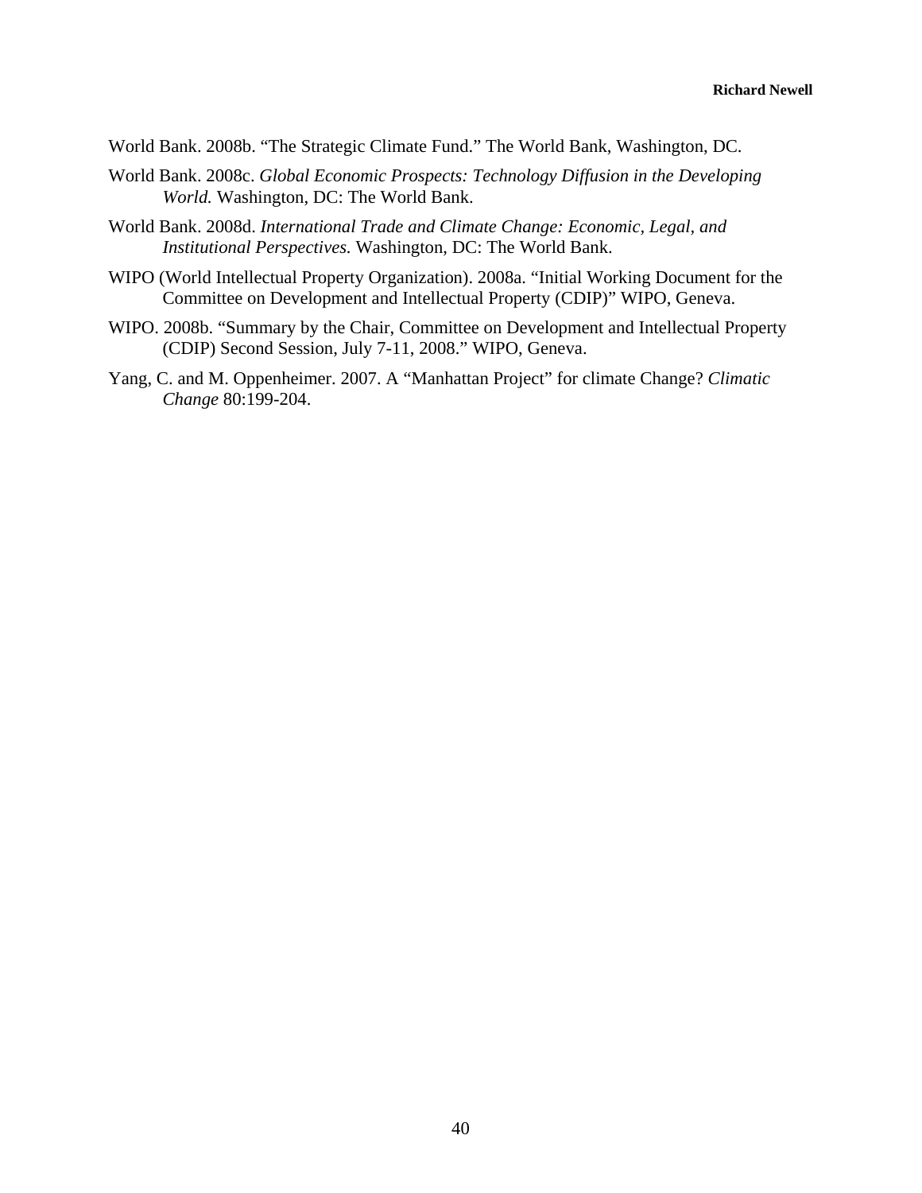World Bank. 2008b. "The Strategic Climate Fund." The World Bank, Washington, DC.

World Bank. 2008c. *Global Economic Prospects: Technology Diffusion in the Developing World.* Washington, DC: The World Bank.

World Bank. 2008d. *International Trade and Climate Change: Economic, Legal, and Institutional Perspectives.* Washington, DC: The World Bank.

WIPO (World Intellectual Property Organization). 2008a. "Initial Working Document for the Committee on Development and Intellectual Property (CDIP)" WIPO, Geneva.

WIPO. 2008b. "Summary by the Chair, Committee on Development and Intellectual Property (CDIP) Second Session, July 7-11, 2008." WIPO, Geneva.

Yang, C. and M. Oppenheimer. 2007. A "Manhattan Project" for climate Change? *Climatic Change* 80:199-204.